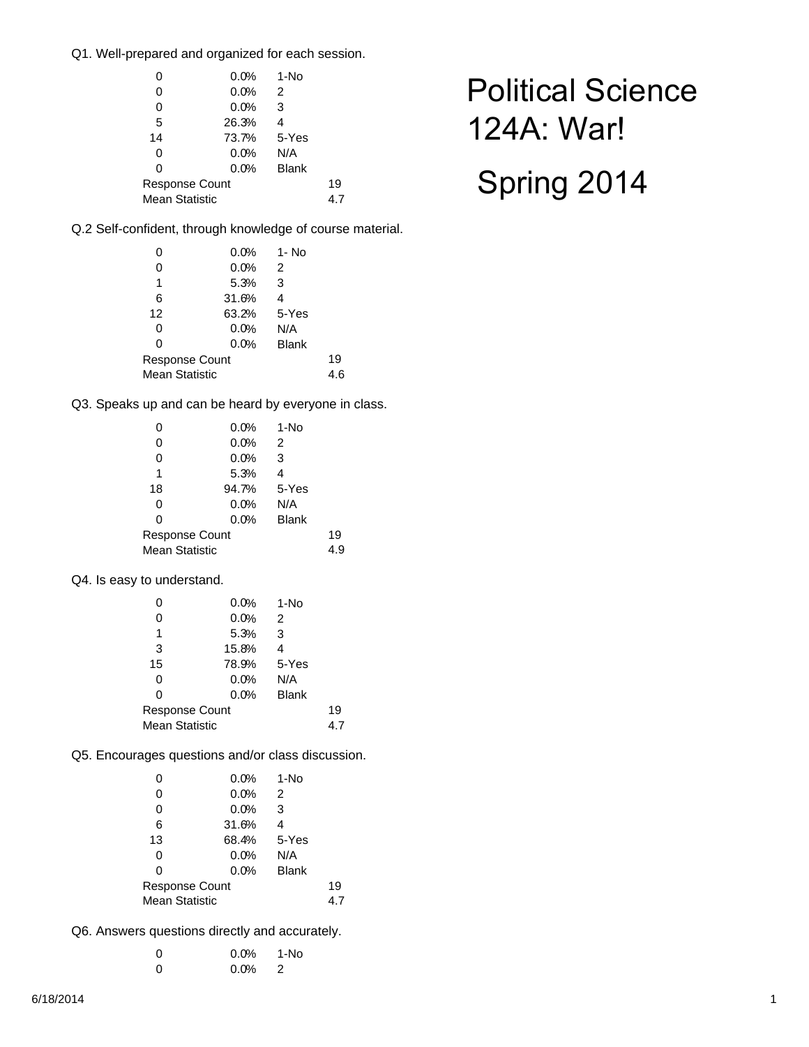# Political Science 124A: War!

## Spring 2014

Q1. Well-prepared and organized for each session.

| Count | Percent | Response |
|---|---|---|
| 0 | 0.0% | 1-No |
| 0 | 0.0% | 2 |
| 0 | 0.0% | 3 |
| 5 | 26.3% | 4 |
| 14 | 73.7% | 5-Yes |
| 0 | 0.0% | N/A |
| 0 | 0.0% | Blank |
| Response Count | | 19 |
| Mean Statistic | | 4.7 |

Q.2 Self-confident, through knowledge of course material.

| Count | Percent | Response |
|---|---|---|
| 0 | 0.0% | 1- No |
| 0 | 0.0% | 2 |
| 1 | 5.3% | 3 |
| 6 | 31.6% | 4 |
| 12 | 63.2% | 5-Yes |
| 0 | 0.0% | N/A |
| 0 | 0.0% | Blank |
| Response Count | | 19 |
| Mean Statistic | | 4.6 |

Q3. Speaks up and can be heard by everyone in class.

| Count | Percent | Response |
|---|---|---|
| 0 | 0.0% | 1-No |
| 0 | 0.0% | 2 |
| 0 | 0.0% | 3 |
| 1 | 5.3% | 4 |
| 18 | 94.7% | 5-Yes |
| 0 | 0.0% | N/A |
| 0 | 0.0% | Blank |
| Response Count | | 19 |
| Mean Statistic | | 4.9 |

Q4. Is easy to understand.

| Count | Percent | Response |
|---|---|---|
| 0 | 0.0% | 1-No |
| 0 | 0.0% | 2 |
| 1 | 5.3% | 3 |
| 3 | 15.8% | 4 |
| 15 | 78.9% | 5-Yes |
| 0 | 0.0% | N/A |
| 0 | 0.0% | Blank |
| Response Count | | 19 |
| Mean Statistic | | 4.7 |

Q5. Encourages questions and/or class discussion.

| Count | Percent | Response |
|---|---|---|
| 0 | 0.0% | 1-No |
| 0 | 0.0% | 2 |
| 0 | 0.0% | 3 |
| 6 | 31.6% | 4 |
| 13 | 68.4% | 5-Yes |
| 0 | 0.0% | N/A |
| 0 | 0.0% | Blank |
| Response Count | | 19 |
| Mean Statistic | | 4.7 |

Q6. Answers questions directly and accurately.

| Count | Percent | Response |
|---|---|---|
| 0 | 0.0% | 1-No |
| 0 | 0.0% | 2 |

6/18/2014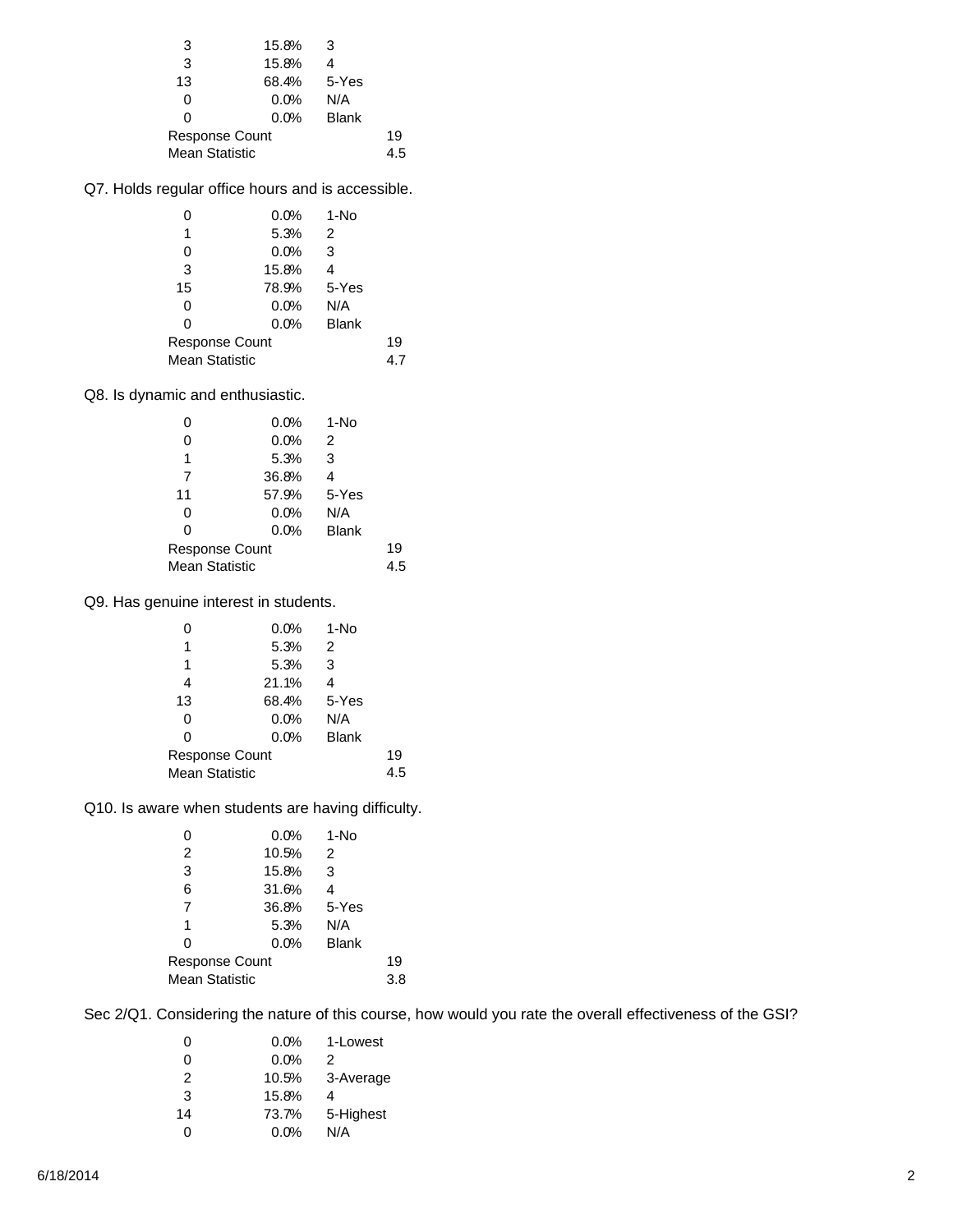| | | |
|---|---|---|
| 3 | 15.8% | 3 |
| 3 | 15.8% | 4 |
| 13 | 68.4% | 5-Yes |
| 0 | 0.0% | N/A |
| 0 | 0.0% | Blank |
| Response Count | | 19 |
| Mean Statistic | | 4.5 |

Q7. Holds regular office hours and is accessible.

| | | |
|---|---|---|
| 0 | 0.0% | 1-No |
| 1 | 5.3% | 2 |
| 0 | 0.0% | 3 |
| 3 | 15.8% | 4 |
| 15 | 78.9% | 5-Yes |
| 0 | 0.0% | N/A |
| 0 | 0.0% | Blank |
| Response Count | | 19 |
| Mean Statistic | | 4.7 |

Q8. Is dynamic and enthusiastic.

| | | |
|---|---|---|
| 0 | 0.0% | 1-No |
| 0 | 0.0% | 2 |
| 1 | 5.3% | 3 |
| 7 | 36.8% | 4 |
| 11 | 57.9% | 5-Yes |
| 0 | 0.0% | N/A |
| 0 | 0.0% | Blank |
| Response Count | | 19 |
| Mean Statistic | | 4.5 |

Q9. Has genuine interest in students.

| | | |
|---|---|---|
| 0 | 0.0% | 1-No |
| 1 | 5.3% | 2 |
| 1 | 5.3% | 3 |
| 4 | 21.1% | 4 |
| 13 | 68.4% | 5-Yes |
| 0 | 0.0% | N/A |
| 0 | 0.0% | Blank |
| Response Count | | 19 |
| Mean Statistic | | 4.5 |

Q10. Is aware when students are having difficulty.

| | | |
|---|---|---|
| 0 | 0.0% | 1-No |
| 2 | 10.5% | 2 |
| 3 | 15.8% | 3 |
| 6 | 31.6% | 4 |
| 7 | 36.8% | 5-Yes |
| 1 | 5.3% | N/A |
| 0 | 0.0% | Blank |
| Response Count | | 19 |
| Mean Statistic | | 3.8 |

Sec 2/Q1. Considering the nature of this course, how would you rate the overall effectiveness of the GSI?

| | | |
|---|---|---|
| 0 | 0.0% | 1-Lowest |
| 0 | 0.0% | 2 |
| 2 | 10.5% | 3-Average |
| 3 | 15.8% | 4 |
| 14 | 73.7% | 5-Highest |
| 0 | 0.0% | N/A |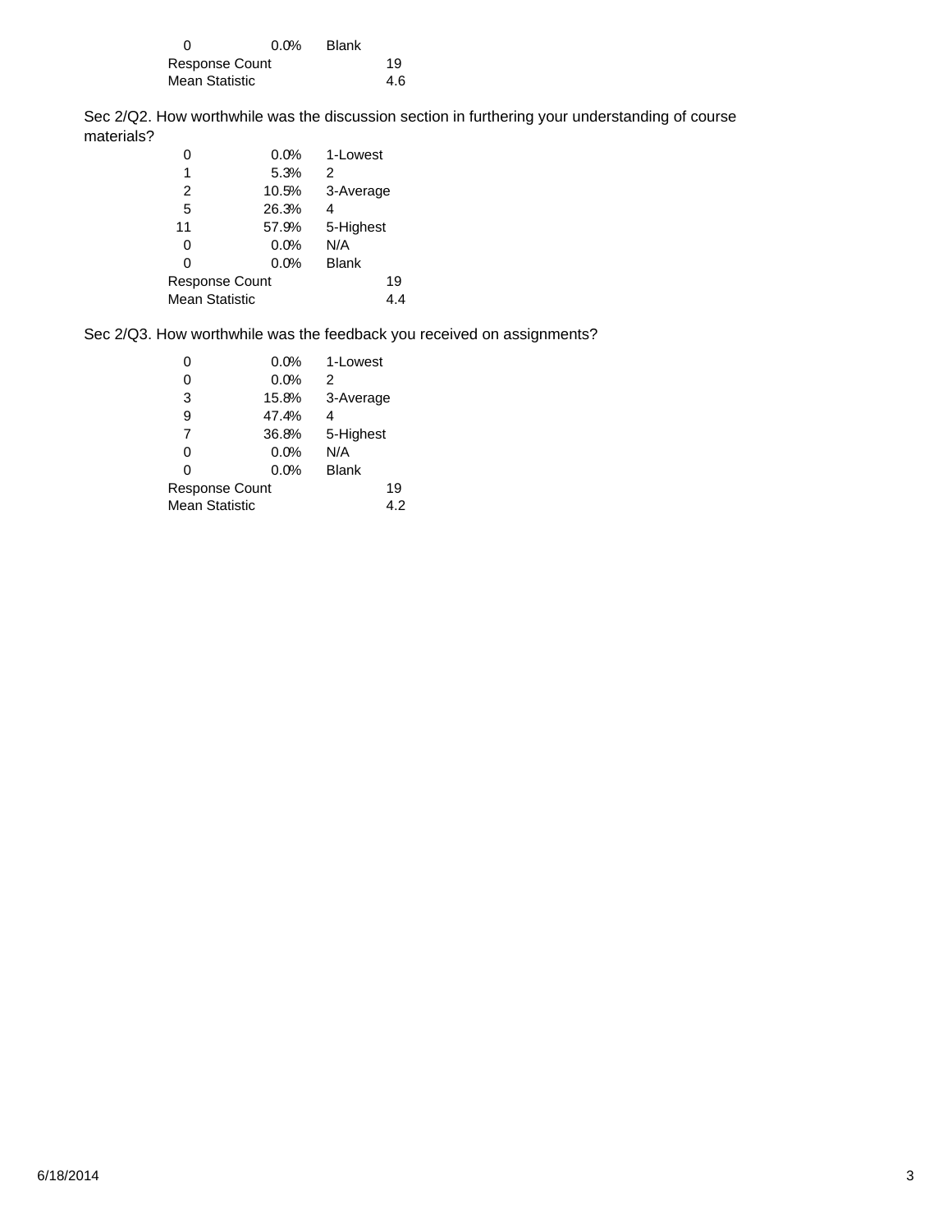| | | |
|---|---|---|
| 0 | 0.0% | Blank |
| Response Count | | 19 |
| Mean Statistic | | 4.6 |

Sec 2/Q2. How worthwhile was the discussion section in furthering your understanding of course materials?

| | | |
|---|---|---|
| 0 | 0.0% | 1-Lowest |
| 1 | 5.3% | 2 |
| 2 | 10.5% | 3-Average |
| 5 | 26.3% | 4 |
| 11 | 57.9% | 5-Highest |
| 0 | 0.0% | N/A |
| 0 | 0.0% | Blank |
| Response Count | | 19 |
| Mean Statistic | | 4.4 |

Sec 2/Q3. How worthwhile was the feedback you received on assignments?

| | | |
|---|---|---|
| 0 | 0.0% | 1-Lowest |
| 0 | 0.0% | 2 |
| 3 | 15.8% | 3-Average |
| 9 | 47.4% | 4 |
| 7 | 36.8% | 5-Highest |
| 0 | 0.0% | N/A |
| 0 | 0.0% | Blank |
| Response Count | | 19 |
| Mean Statistic | | 4.2 |

6/18/2014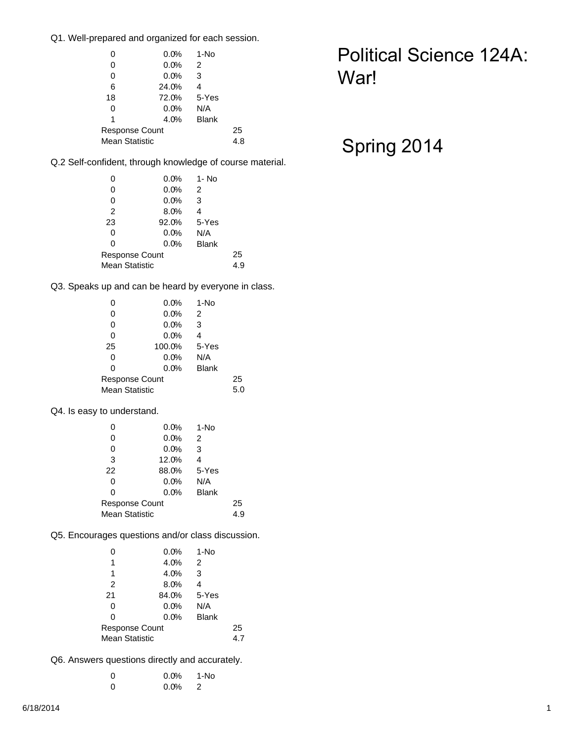# Political Science 124A: War!

## Spring 2014

Q1. Well-prepared and organized for each session.

| | | |
|---|---|---|
| 0 | 0.0% | 1-No |
| 0 | 0.0% | 2 |
| 0 | 0.0% | 3 |
| 6 | 24.0% | 4 |
| 18 | 72.0% | 5-Yes |
| 0 | 0.0% | N/A |
| 1 | 4.0% | Blank |
| Response Count | | 25 |
| Mean Statistic | | 4.8 |

Q.2 Self-confident, through knowledge of course material.

| | | |
|---|---|---|
| 0 | 0.0% | 1- No |
| 0 | 0.0% | 2 |
| 0 | 0.0% | 3 |
| 2 | 8.0% | 4 |
| 23 | 92.0% | 5-Yes |
| 0 | 0.0% | N/A |
| 0 | 0.0% | Blank |
| Response Count | | 25 |
| Mean Statistic | | 4.9 |

Q3. Speaks up and can be heard by everyone in class.

| | | |
|---|---|---|
| 0 | 0.0% | 1-No |
| 0 | 0.0% | 2 |
| 0 | 0.0% | 3 |
| 0 | 0.0% | 4 |
| 25 | 100.0% | 5-Yes |
| 0 | 0.0% | N/A |
| 0 | 0.0% | Blank |
| Response Count | | 25 |
| Mean Statistic | | 5.0 |

Q4. Is easy to understand.

| | | |
|---|---|---|
| 0 | 0.0% | 1-No |
| 0 | 0.0% | 2 |
| 0 | 0.0% | 3 |
| 3 | 12.0% | 4 |
| 22 | 88.0% | 5-Yes |
| 0 | 0.0% | N/A |
| 0 | 0.0% | Blank |
| Response Count | | 25 |
| Mean Statistic | | 4.9 |

Q5. Encourages questions and/or class discussion.

| | | |
|---|---|---|
| 0 | 0.0% | 1-No |
| 1 | 4.0% | 2 |
| 1 | 4.0% | 3 |
| 2 | 8.0% | 4 |
| 21 | 84.0% | 5-Yes |
| 0 | 0.0% | N/A |
| 0 | 0.0% | Blank |
| Response Count | | 25 |
| Mean Statistic | | 4.7 |

Q6. Answers questions directly and accurately.

| | | |
|---|---|---|
| 0 | 0.0% | 1-No |
| 0 | 0.0% | 2 |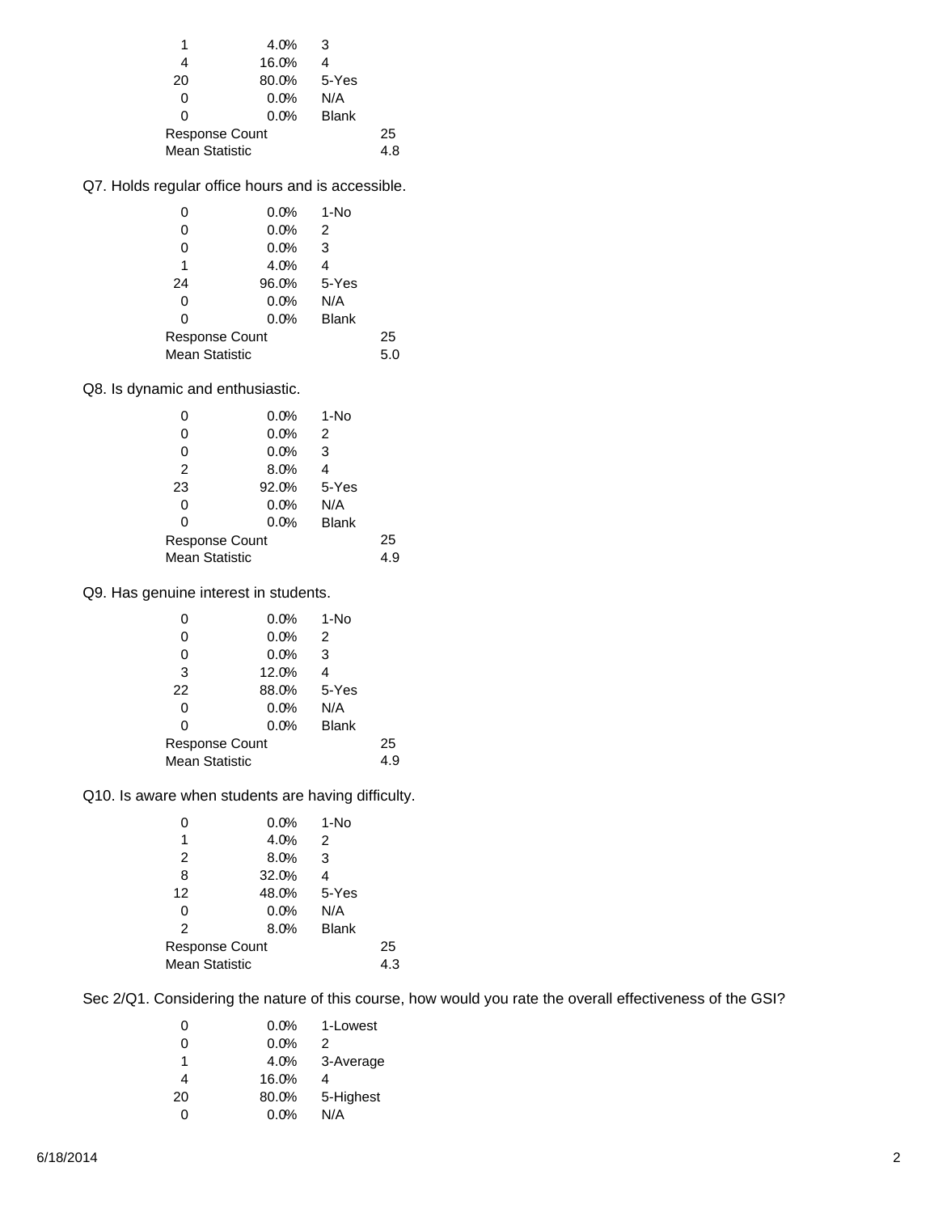| | | | |
|---|---|---|---|
| 1 | 4.0% | 3 | |
| 4 | 16.0% | 4 | |
| 20 | 80.0% | 5-Yes | |
| 0 | 0.0% | N/A | |
| 0 | 0.0% | Blank | |
| Response Count | | | 25 |
| Mean Statistic | | | 4.8 |

Q7. Holds regular office hours and is accessible.

| | | | |
|---|---|---|---|
| 0 | 0.0% | 1-No | |
| 0 | 0.0% | 2 | |
| 0 | 0.0% | 3 | |
| 1 | 4.0% | 4 | |
| 24 | 96.0% | 5-Yes | |
| 0 | 0.0% | N/A | |
| 0 | 0.0% | Blank | |
| Response Count | | | 25 |
| Mean Statistic | | | 5.0 |

Q8. Is dynamic and enthusiastic.

| | | | |
|---|---|---|---|
| 0 | 0.0% | 1-No | |
| 0 | 0.0% | 2 | |
| 0 | 0.0% | 3 | |
| 2 | 8.0% | 4 | |
| 23 | 92.0% | 5-Yes | |
| 0 | 0.0% | N/A | |
| 0 | 0.0% | Blank | |
| Response Count | | | 25 |
| Mean Statistic | | | 4.9 |

Q9. Has genuine interest in students.

| | | | |
|---|---|---|---|
| 0 | 0.0% | 1-No | |
| 0 | 0.0% | 2 | |
| 0 | 0.0% | 3 | |
| 3 | 12.0% | 4 | |
| 22 | 88.0% | 5-Yes | |
| 0 | 0.0% | N/A | |
| 0 | 0.0% | Blank | |
| Response Count | | | 25 |
| Mean Statistic | | | 4.9 |

Q10. Is aware when students are having difficulty.

| | | | |
|---|---|---|---|
| 0 | 0.0% | 1-No | |
| 1 | 4.0% | 2 | |
| 2 | 8.0% | 3 | |
| 8 | 32.0% | 4 | |
| 12 | 48.0% | 5-Yes | |
| 0 | 0.0% | N/A | |
| 2 | 8.0% | Blank | |
| Response Count | | | 25 |
| Mean Statistic | | | 4.3 |

Sec 2/Q1. Considering the nature of this course, how would you rate the overall effectiveness of the GSI?

| | | |
|---|---|---|
| 0 | 0.0% | 1-Lowest |
| 0 | 0.0% | 2 |
| 1 | 4.0% | 3-Average |
| 4 | 16.0% | 4 |
| 20 | 80.0% | 5-Highest |
| 0 | 0.0% | N/A |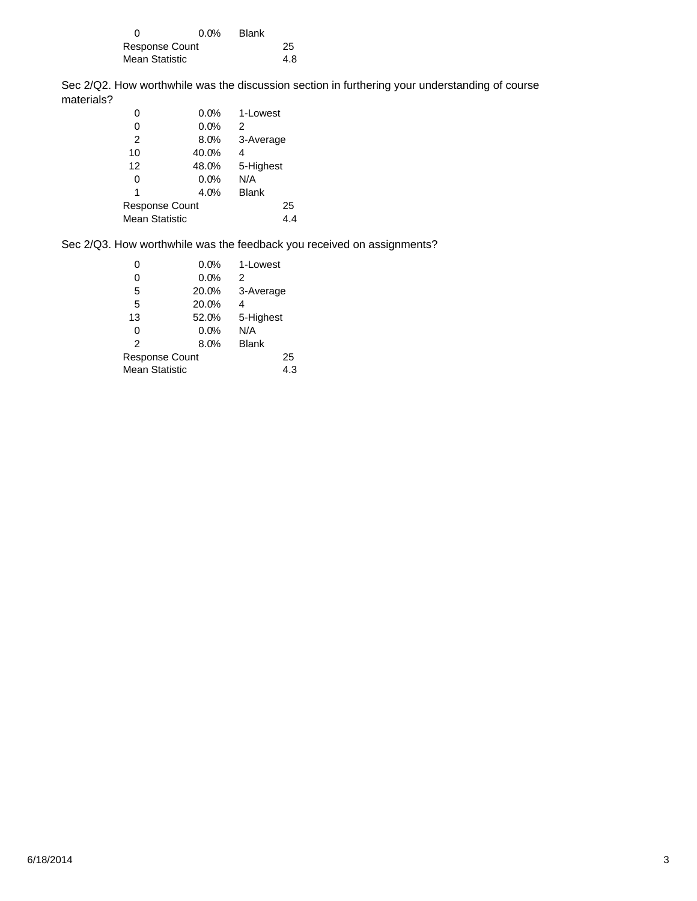| | | |
|---|---|---|
| 0 | 0.0% | Blank |
| Response Count | | 25 |
| Mean Statistic | | 4.8 |

Sec 2/Q2. How worthwhile was the discussion section in furthering your understanding of course materials?

| | | |
|---|---|---|
| 0 | 0.0% | 1-Lowest |
| 0 | 0.0% | 2 |
| 2 | 8.0% | 3-Average |
| 10 | 40.0% | 4 |
| 12 | 48.0% | 5-Highest |
| 0 | 0.0% | N/A |
| 1 | 4.0% | Blank |
| Response Count | | 25 |
| Mean Statistic | | 4.4 |

Sec 2/Q3. How worthwhile was the feedback you received on assignments?

| | | |
|---|---|---|
| 0 | 0.0% | 1-Lowest |
| 0 | 0.0% | 2 |
| 5 | 20.0% | 3-Average |
| 5 | 20.0% | 4 |
| 13 | 52.0% | 5-Highest |
| 0 | 0.0% | N/A |
| 2 | 8.0% | Blank |
| Response Count | | 25 |
| Mean Statistic | | 4.3 |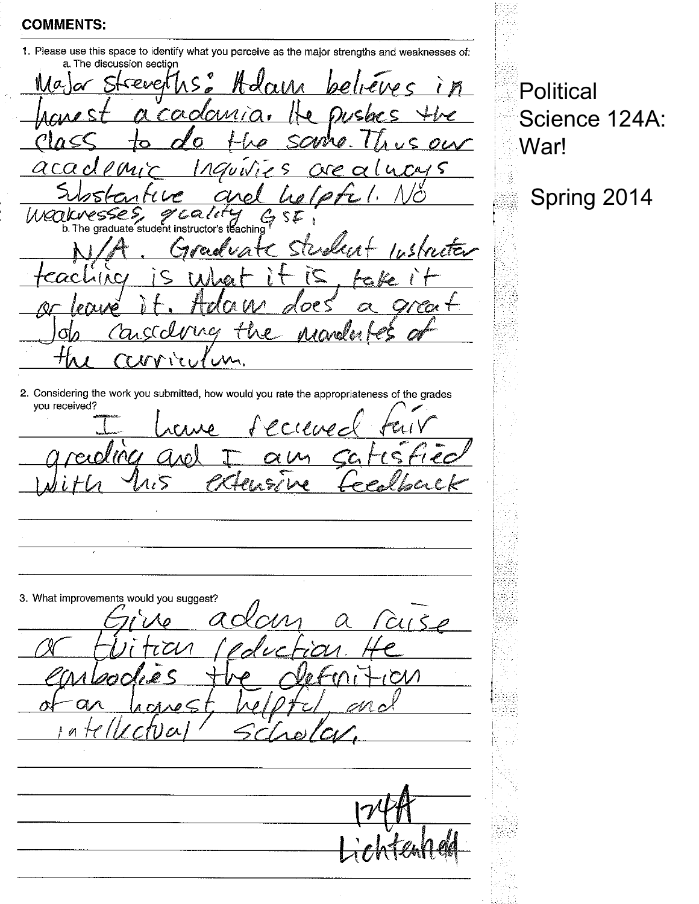**COMMENTS:**

1. Please use this space to identify what you perceive as the major strengths and weaknesses of:
   a. The discussion section

Major strengths: Adam believes in honest acadamia. He pushes the class to do the same. Thus our academic inquiries are always substantive and helpful. No weaknesses, quality GSI.

   b. The graduate student instructor's teaching

N/A. Graduate Student Instructor teaching is what it is, take it or leave it. Adam does a great Job considering the mandates of the curriculum.

2. Considering the work you submitted, how would you rate the appropriateness of the grades you received?

I have recieved fair grading and I am satisfied with his extensive feedback

3. What improvements would you suggest?

Give adam a raise or tuition reduction. He embodies the definition of an honest, helpful, and intellectual scholar.

124A
Lichtenheld

Political Science 124A: War!

Spring 2014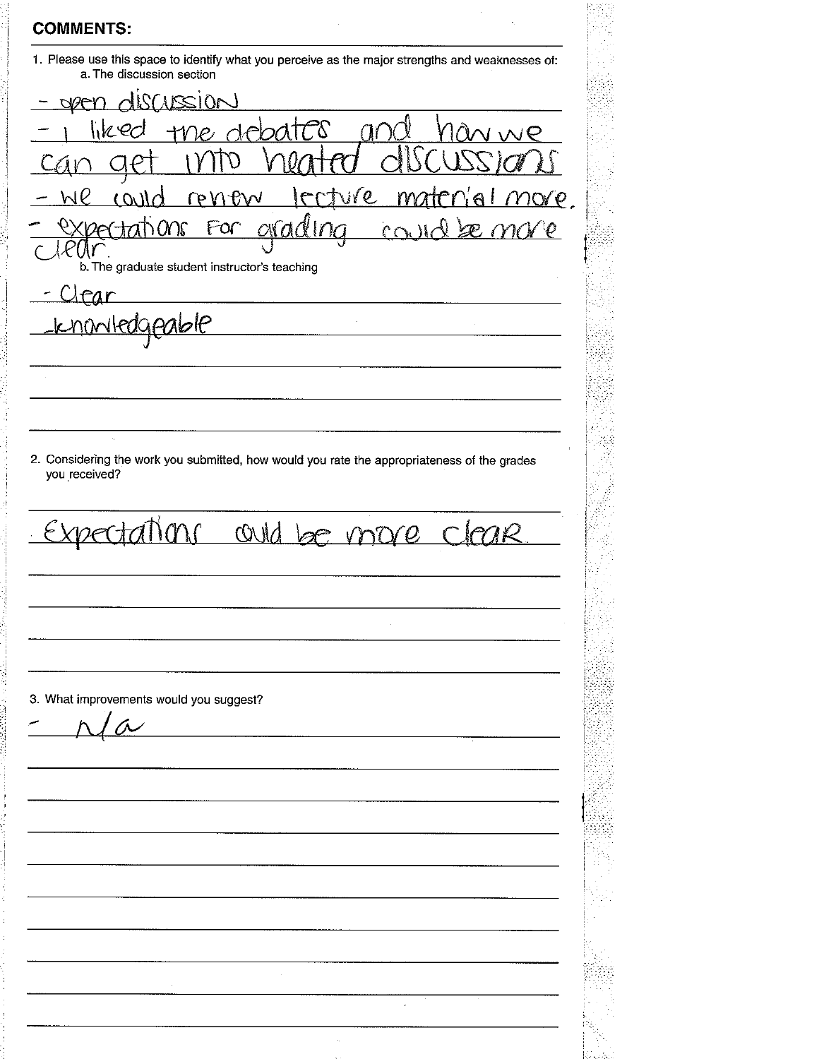## COMMENTS:

1. Please use this space to identify what you perceive as the major strengths and weaknesses of:
   a. The discussion section

- open discussion
- I liked the debates and how we can get into heated discussions
- we could renew lecture material more.
- expectations for grading could be more clear.

   b. The graduate student instructor's teaching

- Clear
- knowledgeable

2. Considering the work you submitted, how would you rate the appropriateness of the grades you received?

Expectations could be more clear.

3. What improvements would you suggest?

- n/a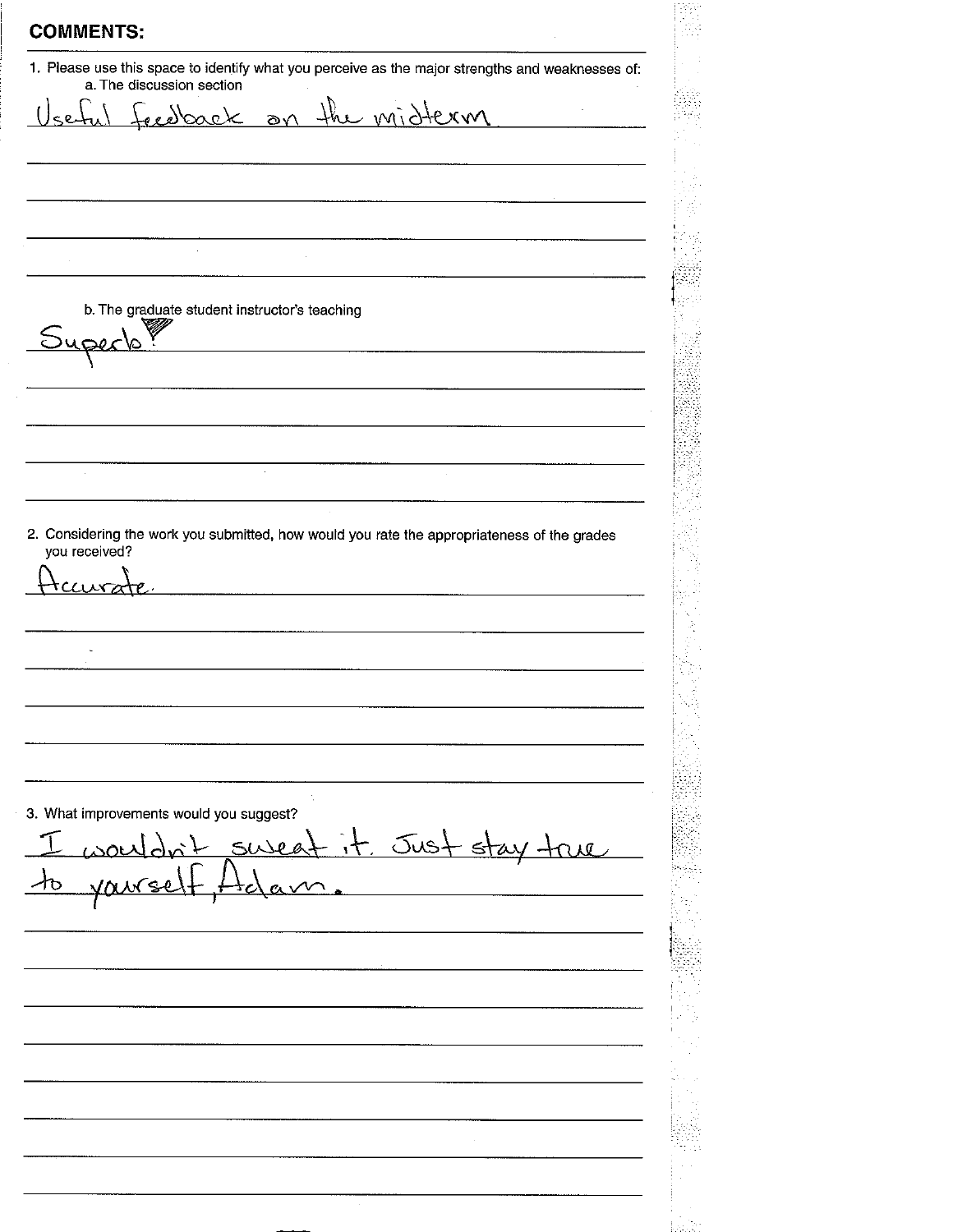## COMMENTS:

1. Please use this space to identify what you perceive as the major strengths and weaknesses of:
   a. The discussion section

   Useful feedback on the midterm

   b. The graduate student instructor's teaching

   Superb!

2. Considering the work you submitted, how would you rate the appropriateness of the grades you received?

   Accurate.

3. What improvements would you suggest?

   I wouldn't sweat it. Just stay true to yourself, Adam.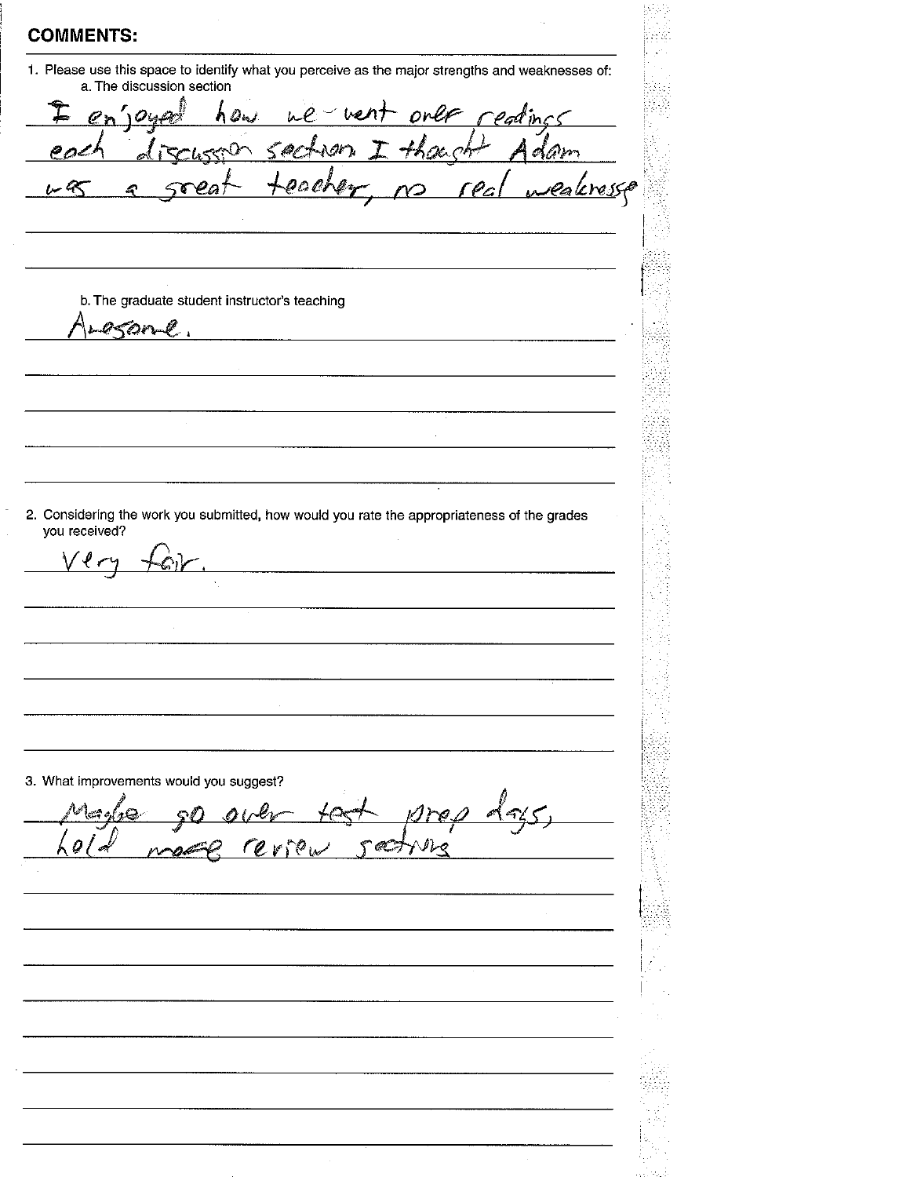## COMMENTS:

1. Please use this space to identify what you perceive as the major strengths and weaknesses of:
   a. The discussion section

   I enjoyed how we went over readings each discussion section. I thought Adam was a great teacher, no real weaknesses

   b. The graduate student instructor's teaching

   Awesome.

2. Considering the work you submitted, how would you rate the appropriateness of the grades you received?

   Very fair.

3. What improvements would you suggest?

   Maybe go over test prep days, hold more review sections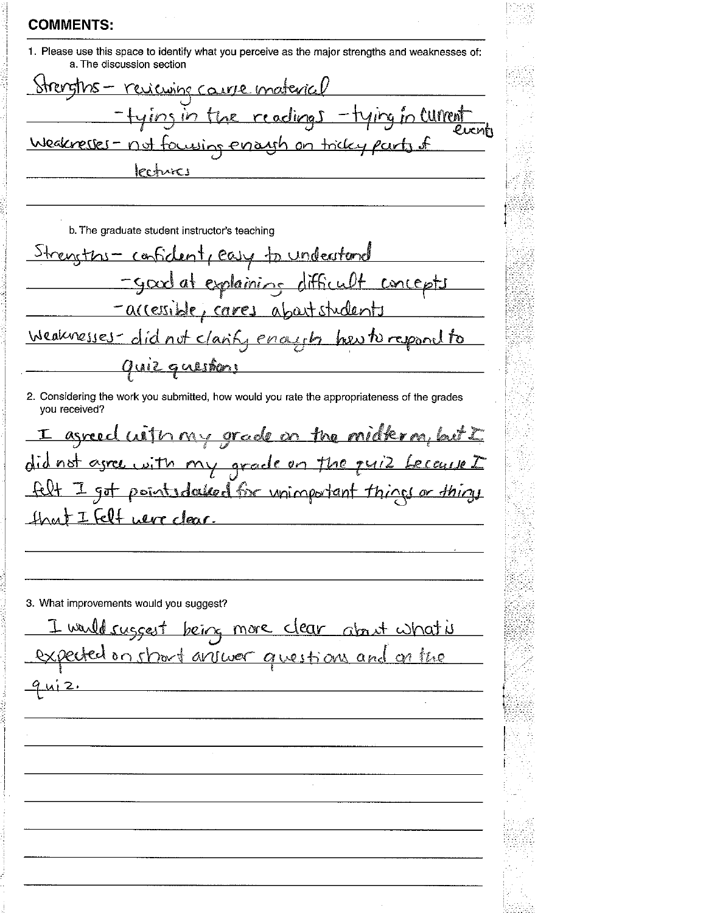## COMMENTS:

1. Please use this space to identify what you perceive as the major strengths and weaknesses of:
   a. The discussion section

Strengths – reviewing course material
– tying in the readings – tying in current events
Weaknesses – not focusing enough on tricky parts of lectures

   b. The graduate student instructor's teaching

Strengths – confident, easy to understand
– good at explaining difficult concepts
– accessible, cares about students
Weaknesses – did not clarify enough how to respond to quiz questions

2. Considering the work you submitted, how would you rate the appropriateness of the grades you received?

I agreed with my grade on the midterm, but I did not agree with my grade on the quiz because I felt I got points docked for unimportant things or things that I felt were clear.

3. What improvements would you suggest?

I would suggest being more clear about what is expected on short answer questions and on the quiz.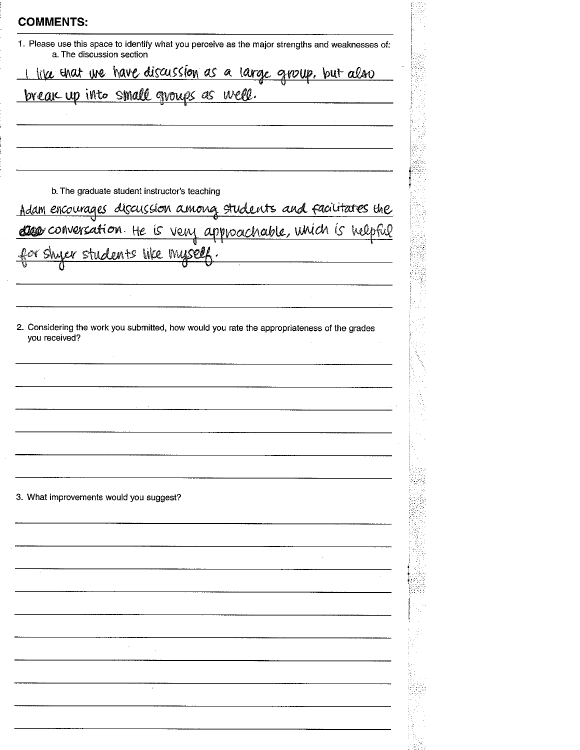## COMMENTS:

1. Please use this space to identify what you perceive as the major strengths and weaknesses of:
   a. The discussion section

I like that we have discussion as a large group, but also break up into small groups as well.

   b. The graduate student instructor's teaching

Adam encourages discussion among students and facilitates the ~~dis~~ conversation. He is very approachable, which is helpful for shyer students like myself.

2. Considering the work you submitted, how would you rate the appropriateness of the grades you received?

3. What improvements would you suggest?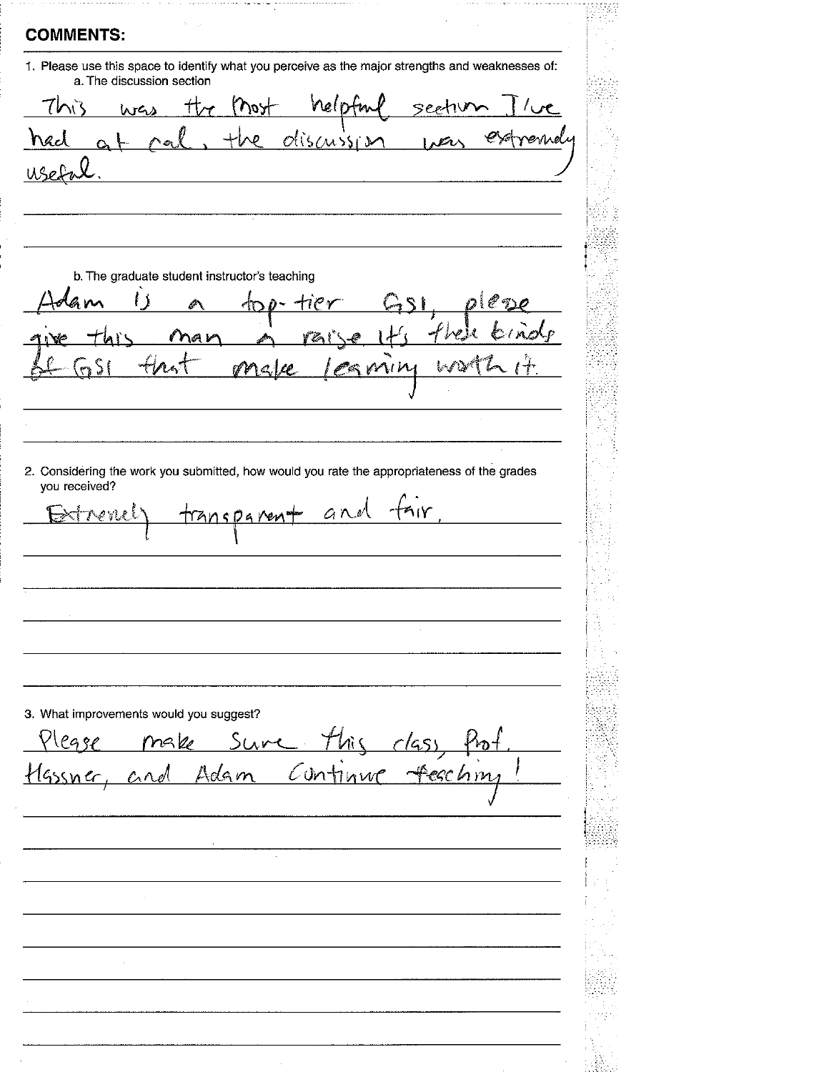## COMMENTS:

1. Please use this space to identify what you perceive as the major strengths and weaknesses of:
   a. The discussion section

This was the most helpful section I've had at cal, the discussion was extremely useful.

   b. The graduate student instructor's teaching

Adam is a top-tier GSI, please give this man a raise. It's these kinds of GSI that make learning worth it.

2. Considering the work you submitted, how would you rate the appropriateness of the grades you received?

Extremely transparent and fair.

3. What improvements would you suggest?

Please make sure this class, Prof. Hassner, and Adam continue teaching!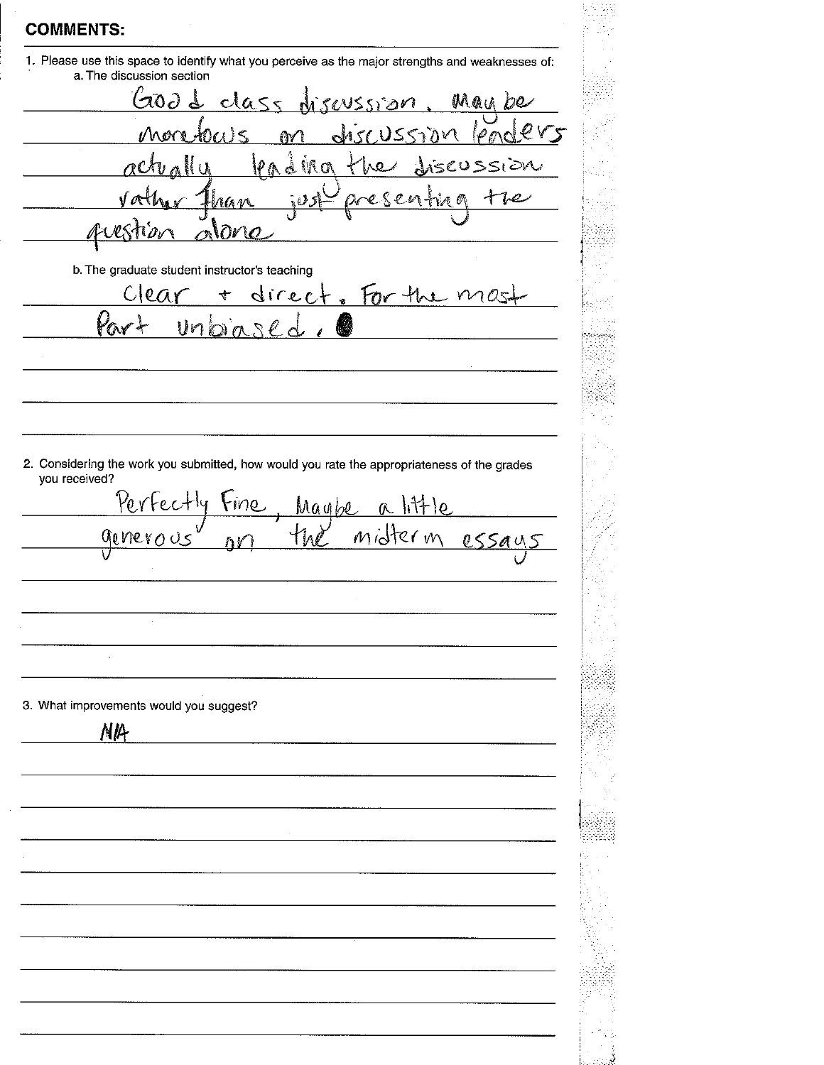## COMMENTS:

1. Please use this space to identify what you perceive as the major strengths and weaknesses of:
   a. The discussion section

   Good class discussion. Maybe more focus on discussion leaders actually leading the discussion rather than just presenting the question alone

   b. The graduate student instructor's teaching

   Clear + direct. For the most part unbiased.

2. Considering the work you submitted, how would you rate the appropriateness of the grades you received?

   Perfectly Fine, Maybe a little generous on the midterm essays

3. What improvements would you suggest?

   N/A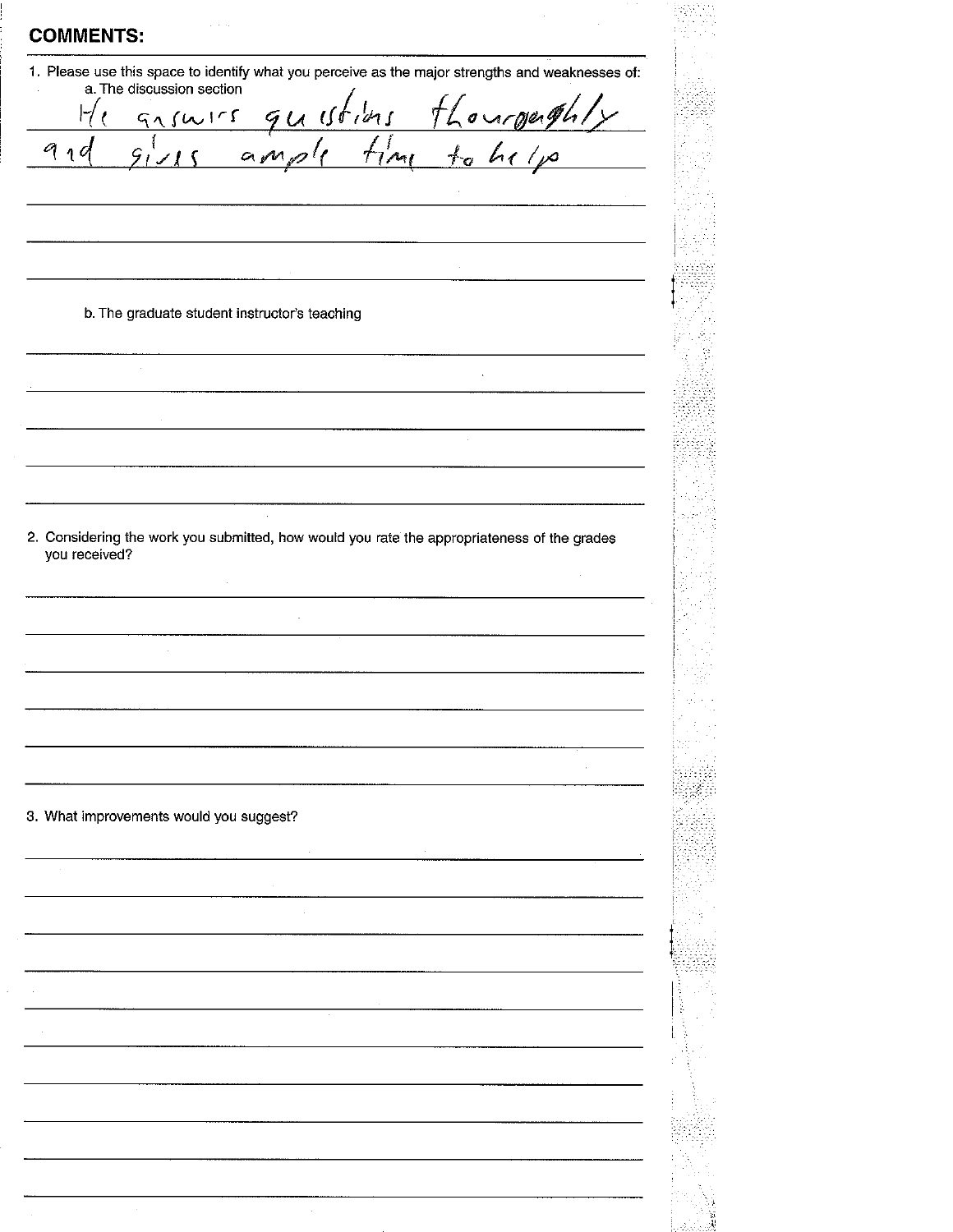## COMMENTS:

1. Please use this space to identify what you perceive as the major strengths and weaknesses of:
   a. The discussion section

   He answers questions thouroughly and gives ample time to help

   b. The graduate student instructor's teaching

2. Considering the work you submitted, how would you rate the appropriateness of the grades you received?

3. What improvements would you suggest?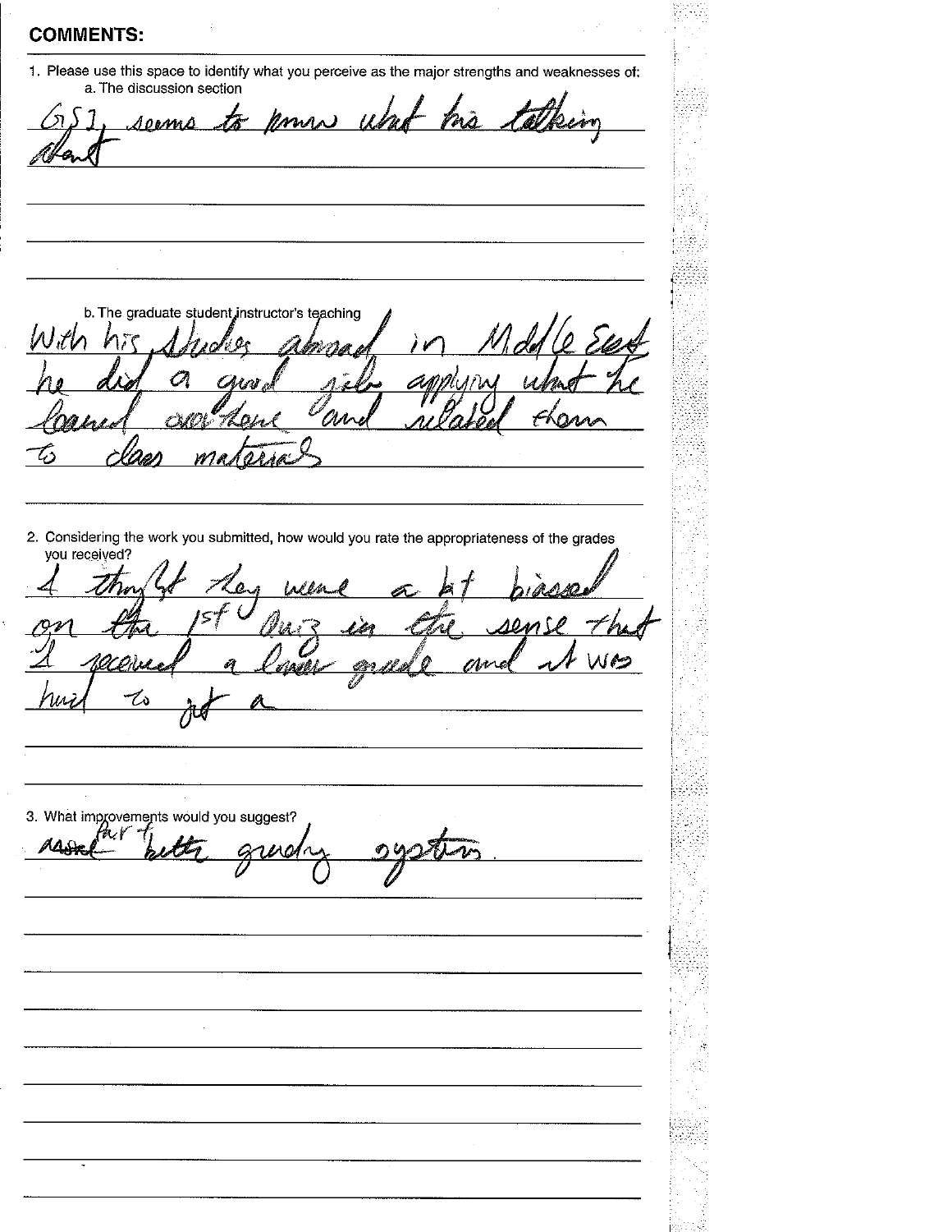## COMMENTS:

1. Please use this space to identify what you perceive as the major strengths and weaknesses of:
   a. The discussion section

GSI, seems to know what his talking about

   b. The graduate student instructor's teaching

With his studies abroad in Middle East he did a good job applying what he learned over there and related them to class materials

2. Considering the work you submitted, how would you rate the appropriateness of the grades you received?

I thought they were a bit biased on the 1st Quiz in the sense that I received a lower grade and it was hard to get a

3. What improvements would you suggest?

~~more~~ fair + better grading system.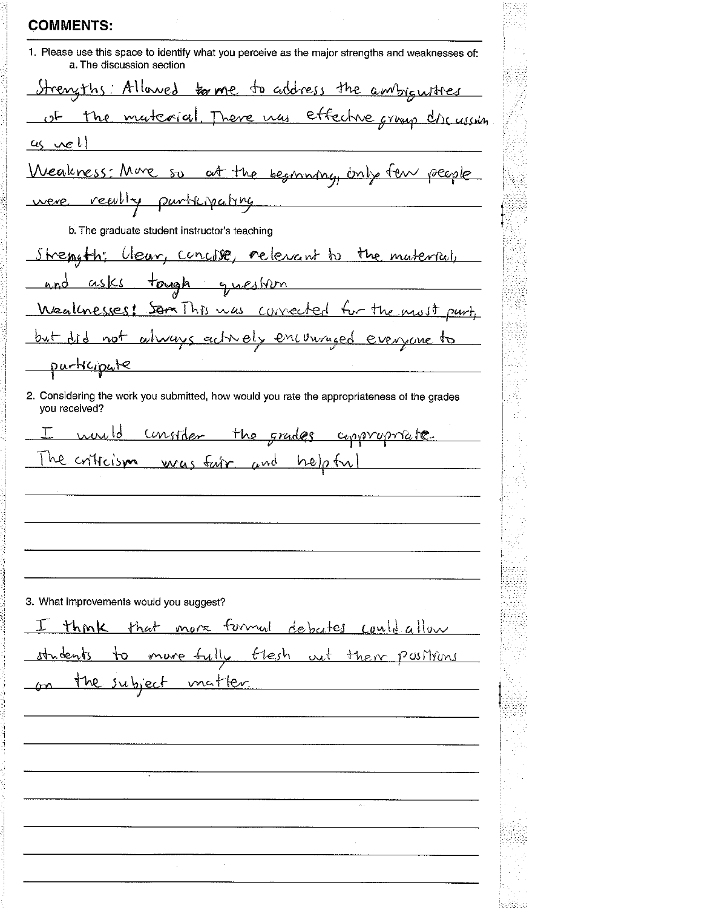**COMMENTS:**

1. Please use this space to identify what you perceive as the major strengths and weaknesses of:
   a. The discussion section

Strengths: Allowed ~~to~~ me to address the ambiguities of the material. There was effective group discussion as well

Weakness: More so at the beginning, only few people were really participating

   b. The graduate student instructor's teaching

Strength: Clear, concise, relevant to the material, and asks tough question

Weaknesses: ~~Som~~ This was corrected for the most part, but did not always actively encouraged everyone to participate

2. Considering the work you submitted, how would you rate the appropriateness of the grades you received?

I would consider the grades appropriate. The criticism was fair and helpful

3. What improvements would you suggest?

I think that more formal debates could allow students to more fully flesh out their positions on the subject matter.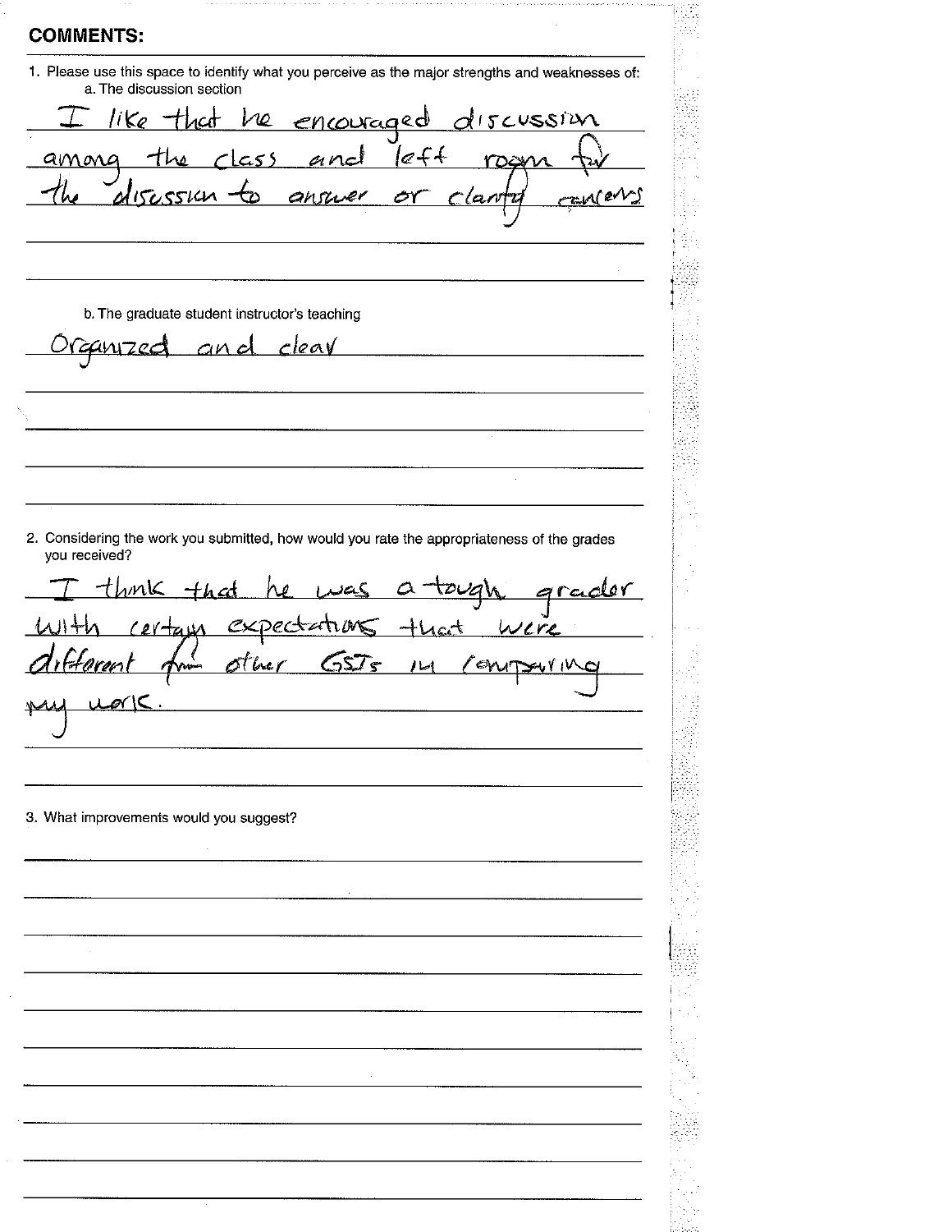**COMMENTS:**

1. Please use this space to identify what you perceive as the major strengths and weaknesses of:
   a. The discussion section

I like that he encouraged discussion among the class and left room for the discussion to answer or clarify concerns

   b. The graduate student instructor's teaching

Organized and clear

2. Considering the work you submitted, how would you rate the appropriateness of the grades you received?

I think that he was a tough grader with certain expectations that were different from other GSIs in comparing my work.

3. What improvements would you suggest?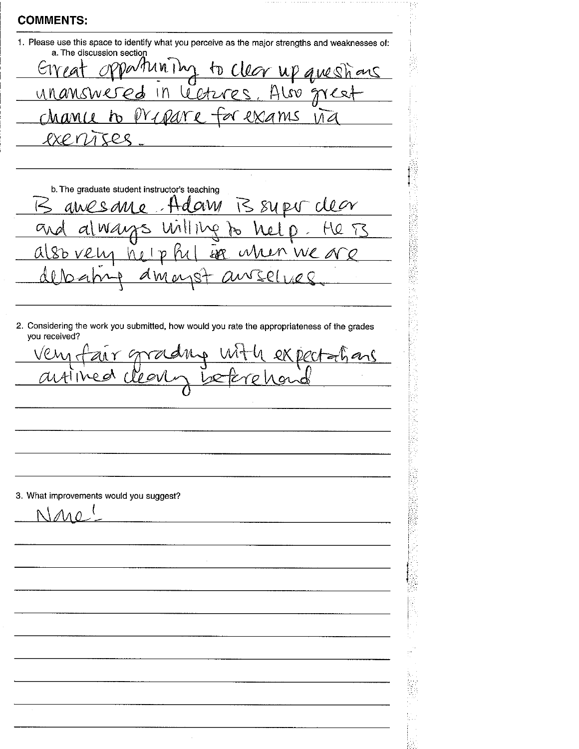**COMMENTS:**

1. Please use this space to identify what you perceive as the major strengths and weaknesses of:

   a. The discussion section

   Great opportunity to clear up questions unanswered in lectures. Also great chance to prepare for exams via exercises.

   b. The graduate student instructor's teaching

   Is awesome. Adam is super clear and always willing to help. He is also very helpful ~~in~~ when we are debating amongst ourselves.

2. Considering the work you submitted, how would you rate the appropriateness of the grades you received?

   very fair grading with expectations outlined clearly beforehand

3. What improvements would you suggest?

   None!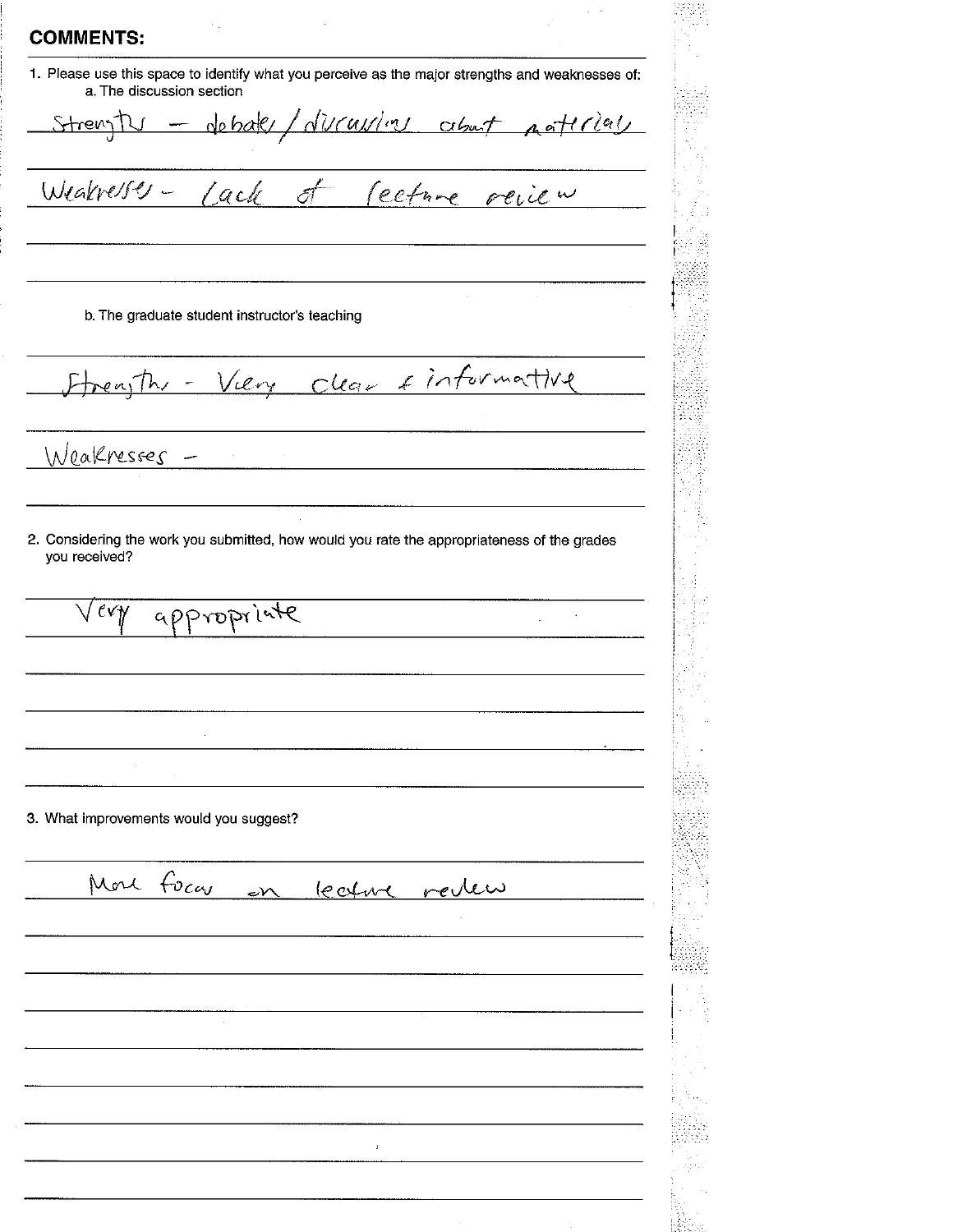## COMMENTS:

1. Please use this space to identify what you perceive as the major strengths and weaknesses of:
   a. The discussion section

Strengths – debates / discussions about materials

Weaknesses – lack of lecture review

   b. The graduate student instructor's teaching

Strengths – Very clear & informative

Weaknesses –

2. Considering the work you submitted, how would you rate the appropriateness of the grades you received?

Very appropriate

3. What improvements would you suggest?

More focus on lecture review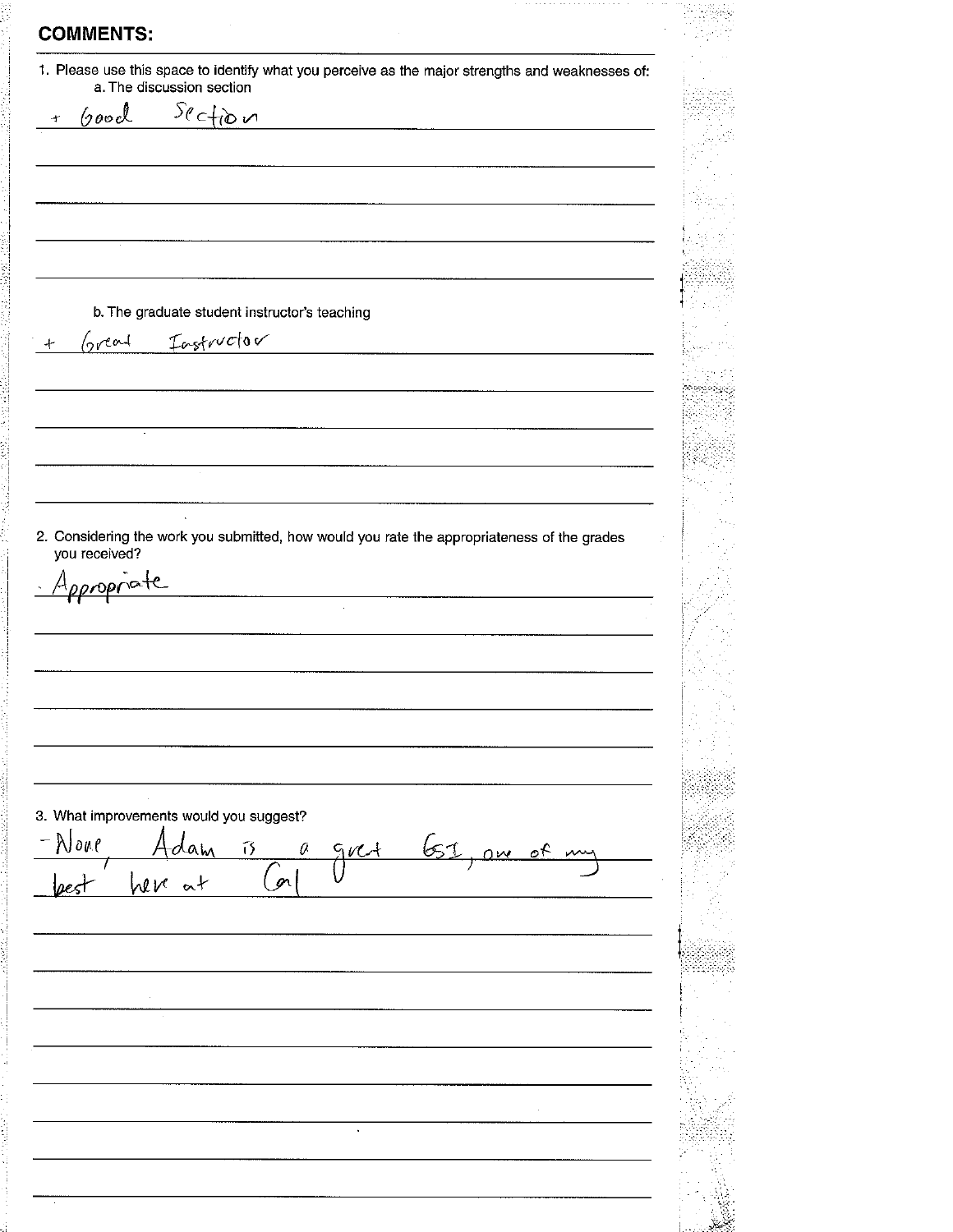## COMMENTS:

1. Please use this space to identify what you perceive as the major strengths and weaknesses of:
   a. The discussion section

+ Good Section

   b. The graduate student instructor's teaching

+ Great Instructor

2. Considering the work you submitted, how would you rate the appropriateness of the grades you received?

- Appropriate

3. What improvements would you suggest?

- None, Adam is a great GSI, one of my best here at Cal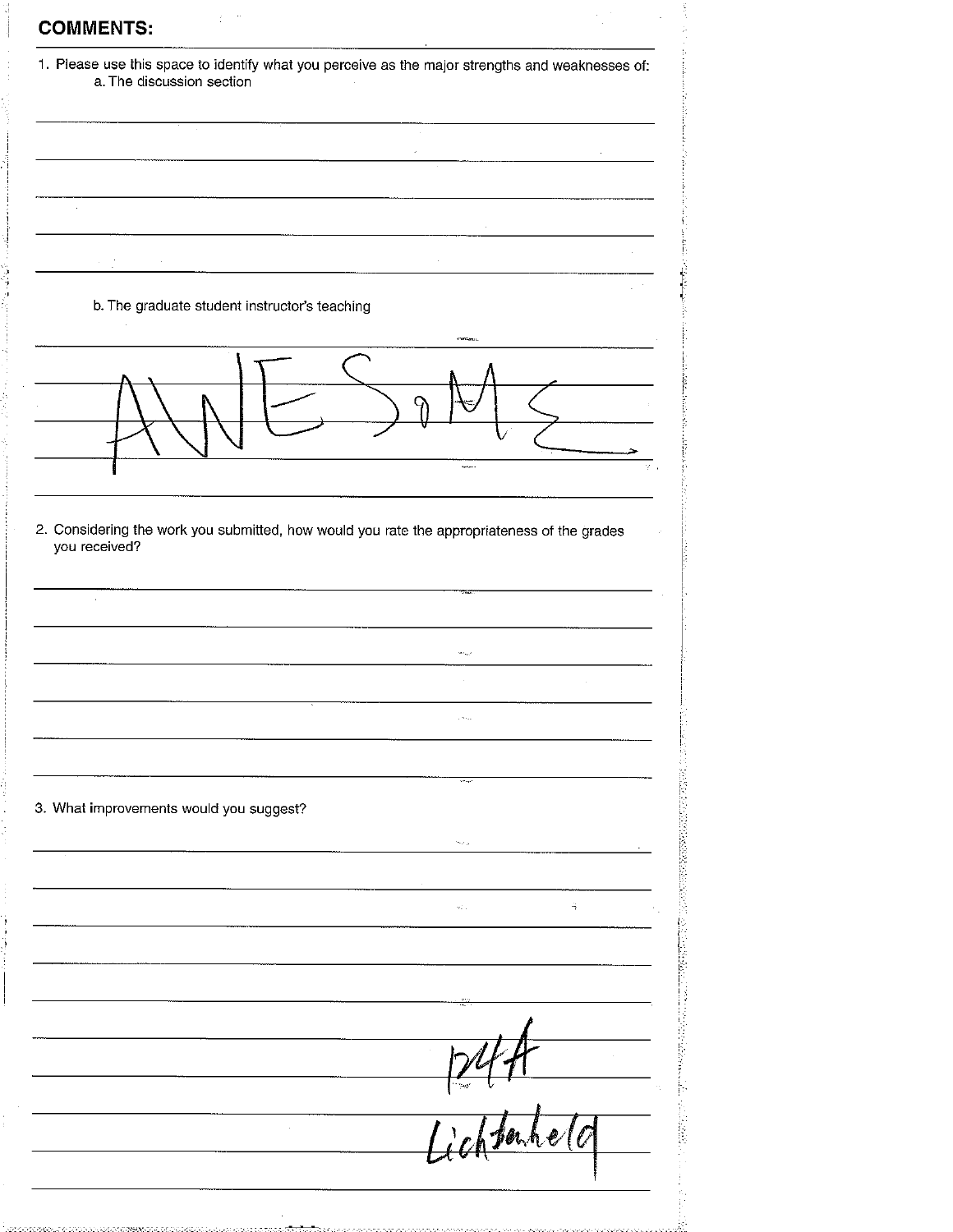## COMMENTS:

1. Please use this space to identify what you perceive as the major strengths and weaknesses of:
   a. The discussion section

   b. The graduate student instructor's teaching

   AWESOME

2. Considering the work you submitted, how would you rate the appropriateness of the grades you received?

3. What improvements would you suggest?

124A
Lichtenheld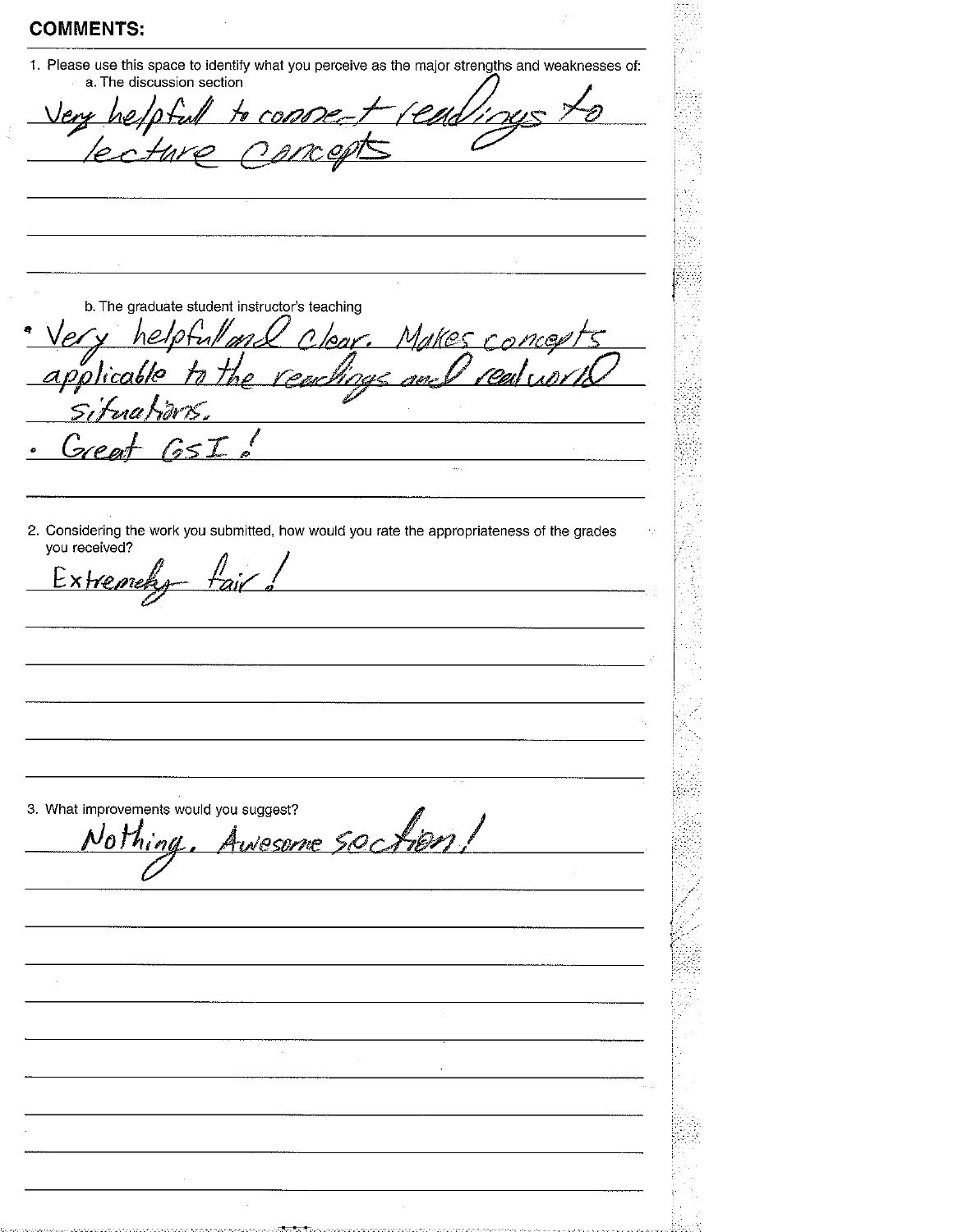**COMMENTS:**

1. Please use this space to identify what you perceive as the major strengths and weaknesses of:
   a. The discussion section

   Very helpfull to connect readings to lecture concepts

   b. The graduate student instructor's teaching

   - Very helpfull and clear. Makes concepts applicable to the readings and real world situations.
   - Great GSI!

2. Considering the work you submitted, how would you rate the appropriateness of the grades you received?

   Extremely fair!

3. What improvements would you suggest?

   Nothing. Awesome section!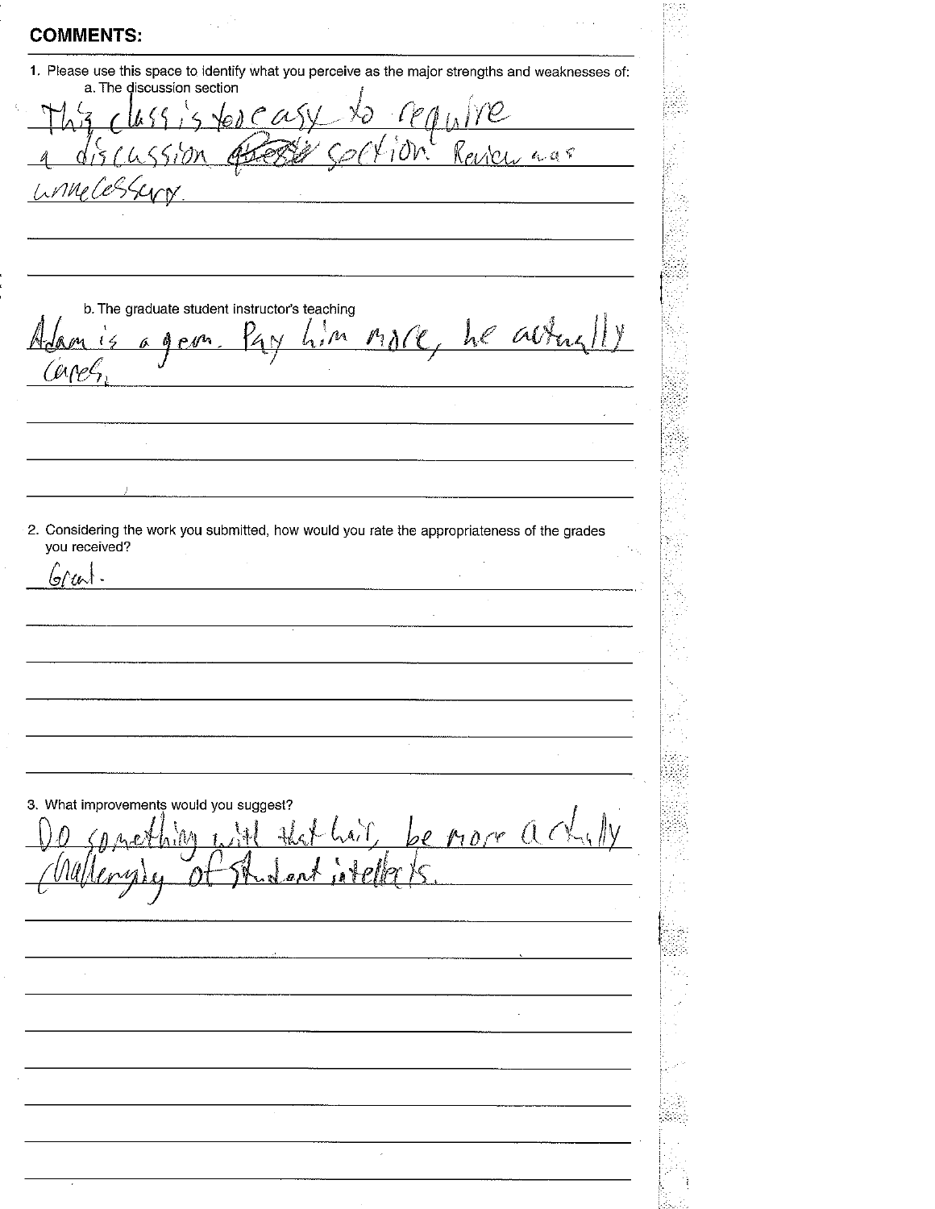**COMMENTS:**

1. Please use this space to identify what you perceive as the major strengths and weaknesses of:

   a. The discussion section

   This class is too easy to require a discussion ~~questi~~ section. Review was unnecessary.

   b. The graduate student instructor's teaching

   Adam is a gem. Pay him more, he actually cares.

2. Considering the work you submitted, how would you rate the appropriateness of the grades you received?

   Great.

3. What improvements would you suggest?

   Do something with that hair, be more actually challenging of student intellects.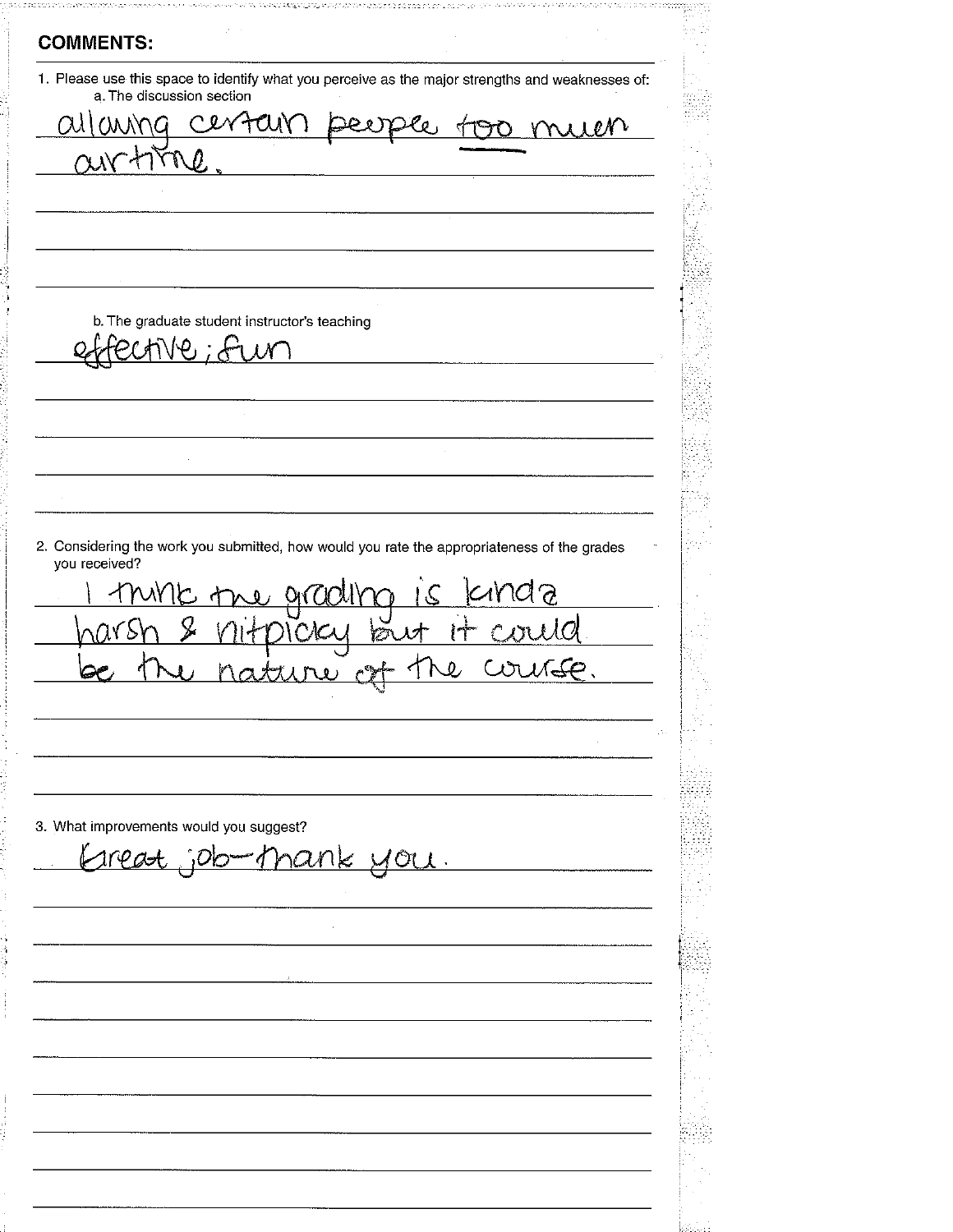## COMMENTS:

1. Please use this space to identify what you perceive as the major strengths and weaknesses of:
   a. The discussion section

   allowing certain people <u>too</u> much airtime.

   b. The graduate student instructor's teaching

   effective; fun

2. Considering the work you submitted, how would you rate the appropriateness of the grades you received?

   I think the grading is kinda harsh & nitpicky but it could be the nature of the course.

3. What improvements would you suggest?

   Great job—thank you.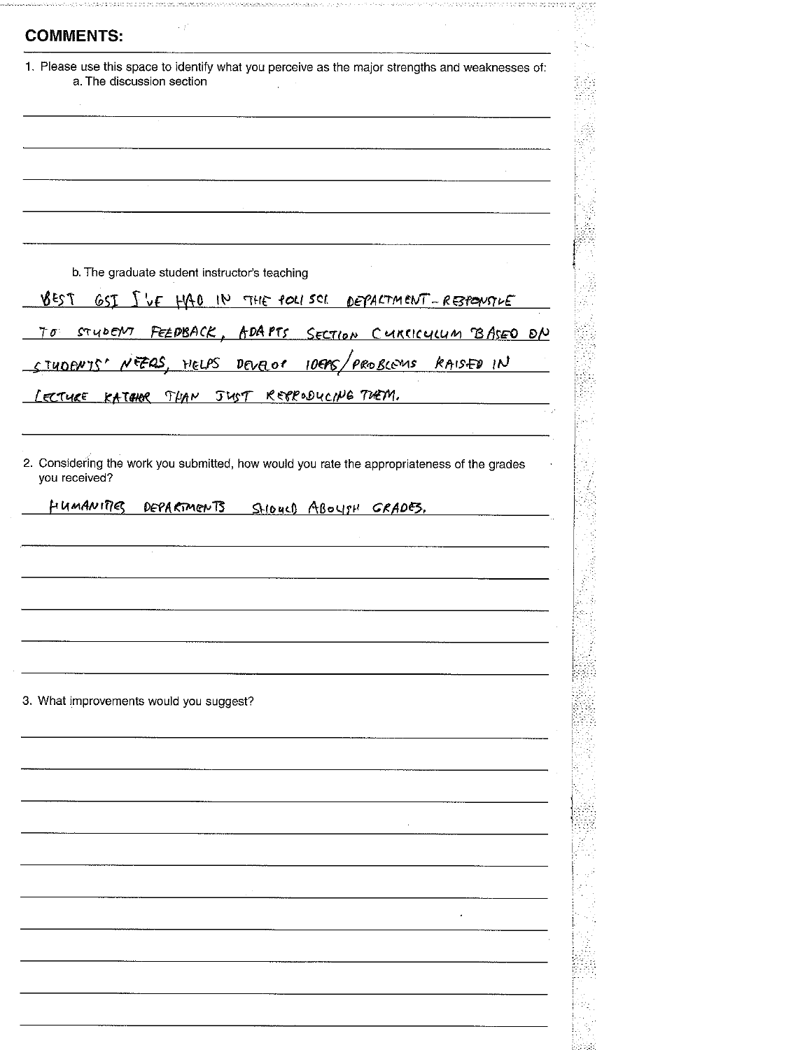## COMMENTS:

1. Please use this space to identify what you perceive as the major strengths and weaknesses of:
   a. The discussion section

   b. The graduate student instructor's teaching

   BEST GSI I'VE HAD IN THE POLI SCI DEPARTMENT - RESPONSIVE TO STUDENT FEEDBACK, ADAPTS SECTION CURRICULUM BASED ON STUDENTS' NEEDS, HELPS DEVELOP IDEAS/PROBLEMS RAISED IN LECTURE RATHER THAN JUST REPRODUCING THEM.

2. Considering the work you submitted, how would you rate the appropriateness of the grades you received?

   HUMANITIES DEPARTMENTS SHOULD ABOLISH GRADES.

3. What improvements would you suggest?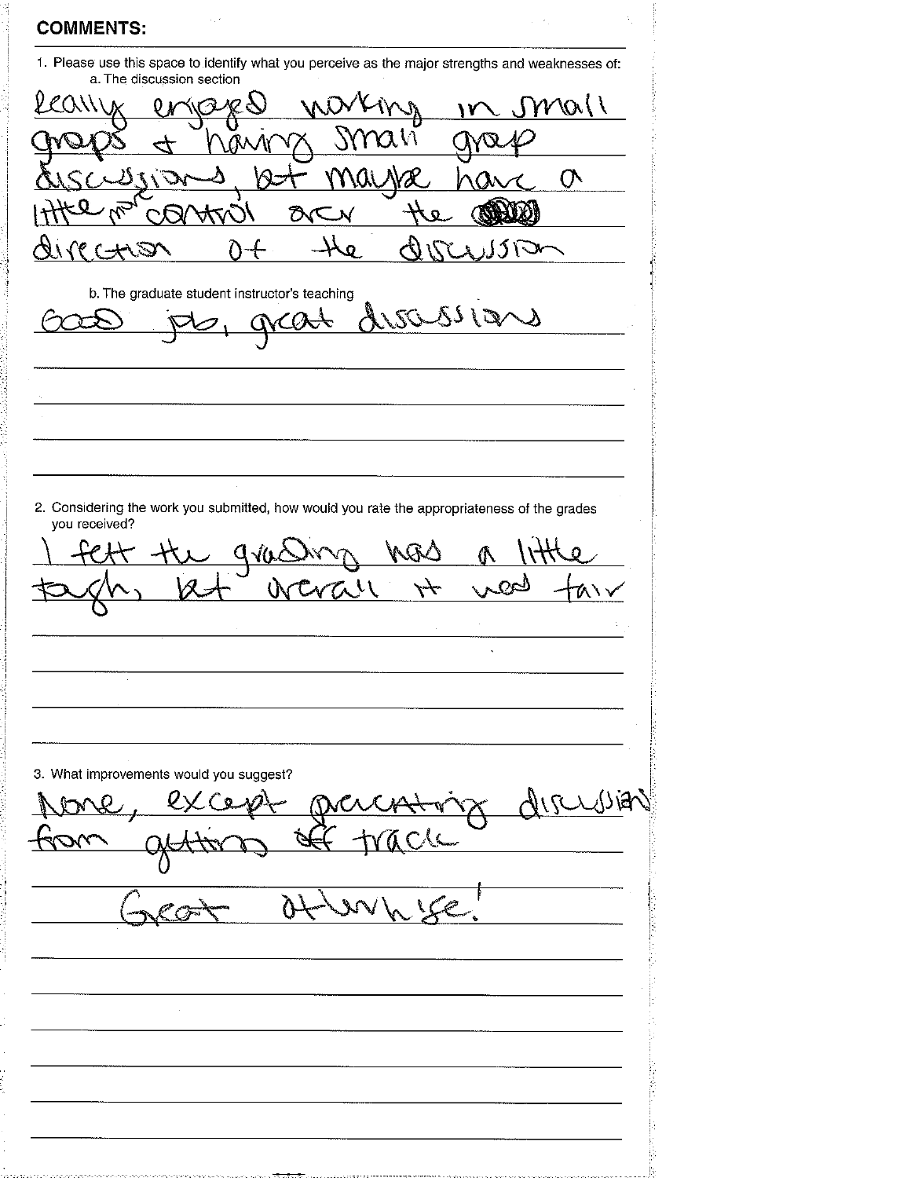**COMMENTS:**

1. Please use this space to identify what you perceive as the major strengths and weaknesses of:
   a. The discussion section

Really enjoyed working in small groups & having small group discussions, but maybe have a little more control over the direction of the discussion

   b. The graduate student instructor's teaching

Good job, great discussions

2. Considering the work you submitted, how would you rate the appropriateness of the grades you received?

I felt the grading was a little tough, but overall it was fair

3. What improvements would you suggest?

None, except preventing discussion from getting off track

Great otherwise!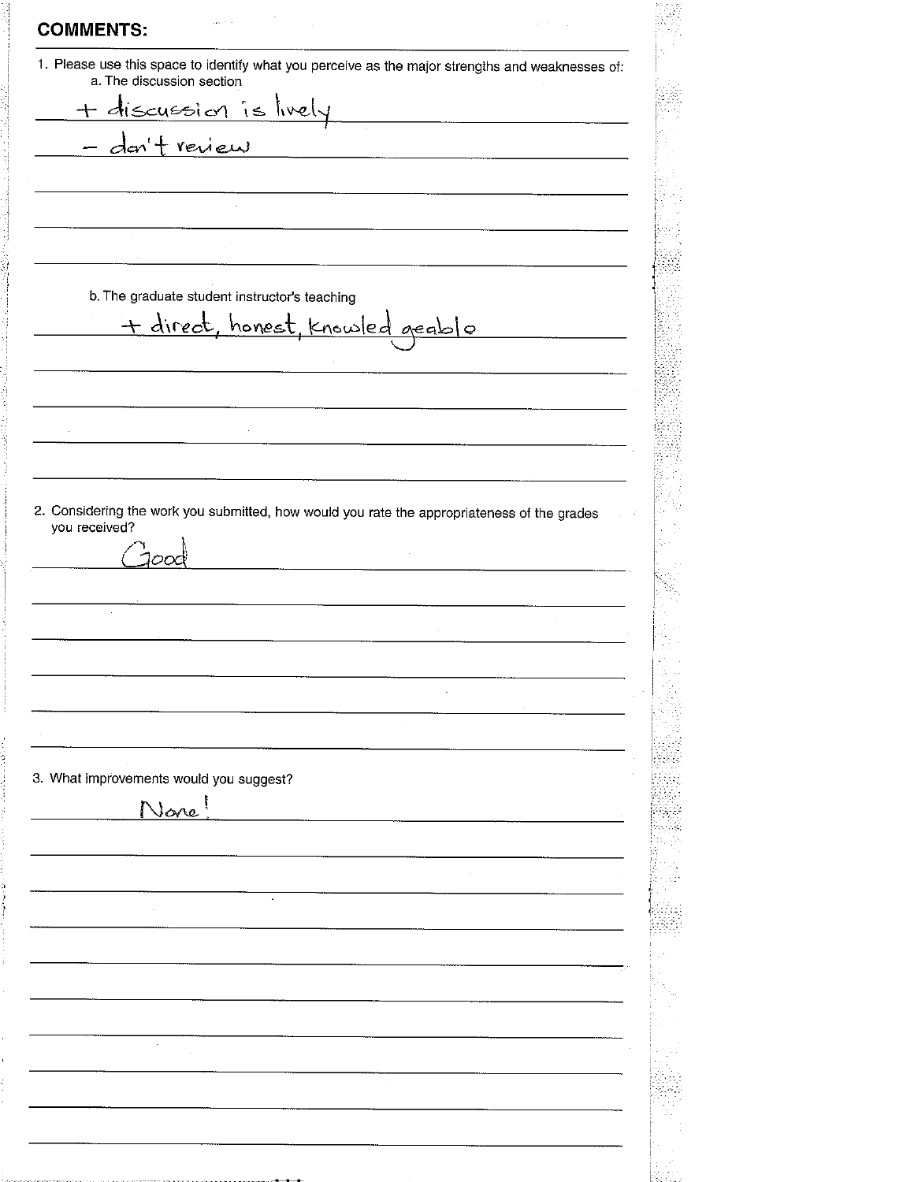## COMMENTS:

1. Please use this space to identify what you perceive as the major strengths and weaknesses of:
   a. The discussion section

   + discussion is lively
   - don't review

   b. The graduate student instructor's teaching

   + direct, honest, knowledgeablo

2. Considering the work you submitted, how would you rate the appropriateness of the grades you received?

   Good

3. What improvements would you suggest?

   None!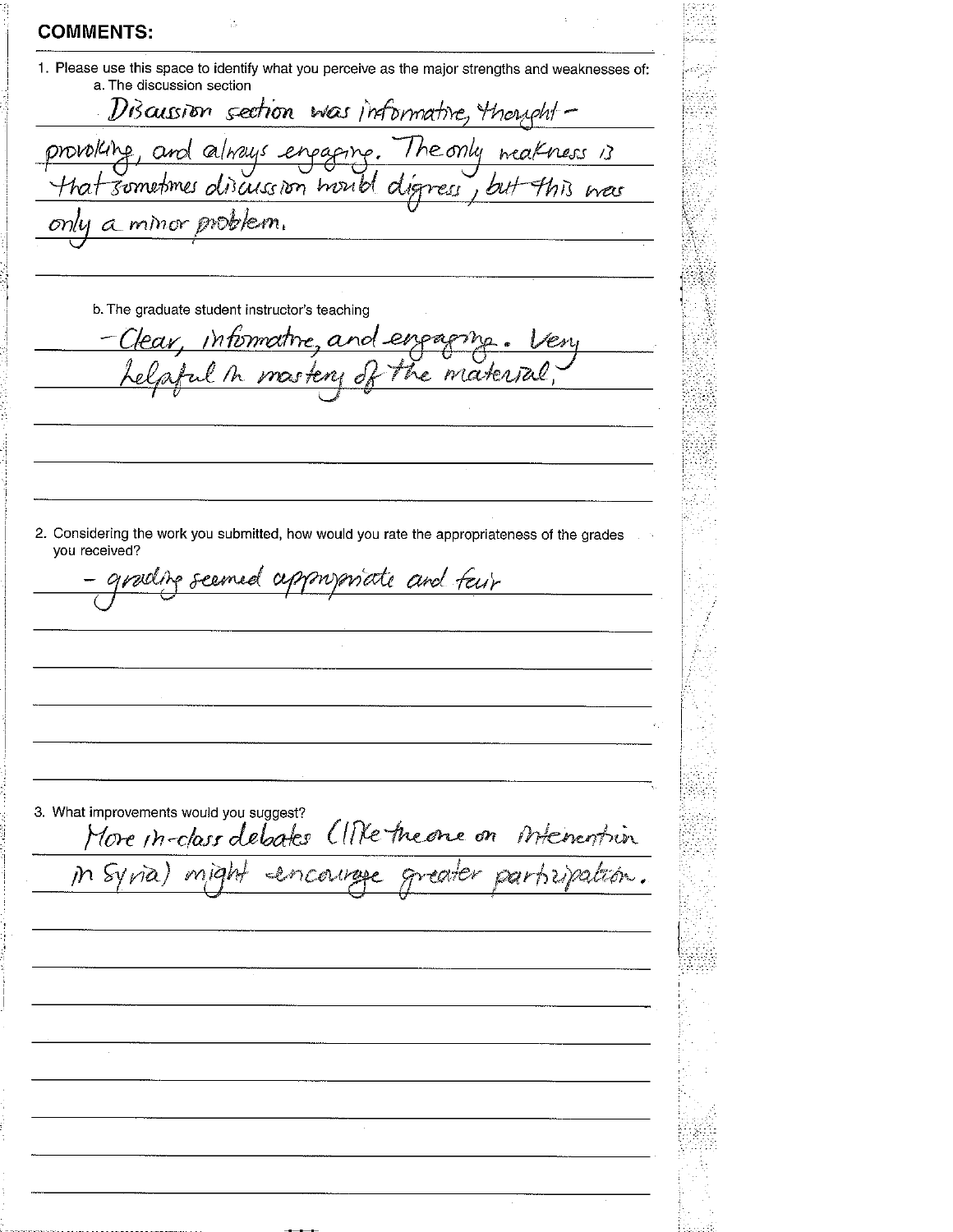## COMMENTS:

1. Please use this space to identify what you perceive as the major strengths and weaknesses of:
   a. The discussion section

   Discussion section was informative, thought-provoking, and always engaging. The only weakness is that sometimes discussion would digress, but this was only a minor problem.

   b. The graduate student instructor's teaching

   - Clear, informative, and engaging. Very helpful in mastery of the material.

2. Considering the work you submitted, how would you rate the appropriateness of the grades you received?

   - grading seemed appropriate and fair

3. What improvements would you suggest?

   More in-class debates (like the one on intervention in Syria) might encourage greater participation.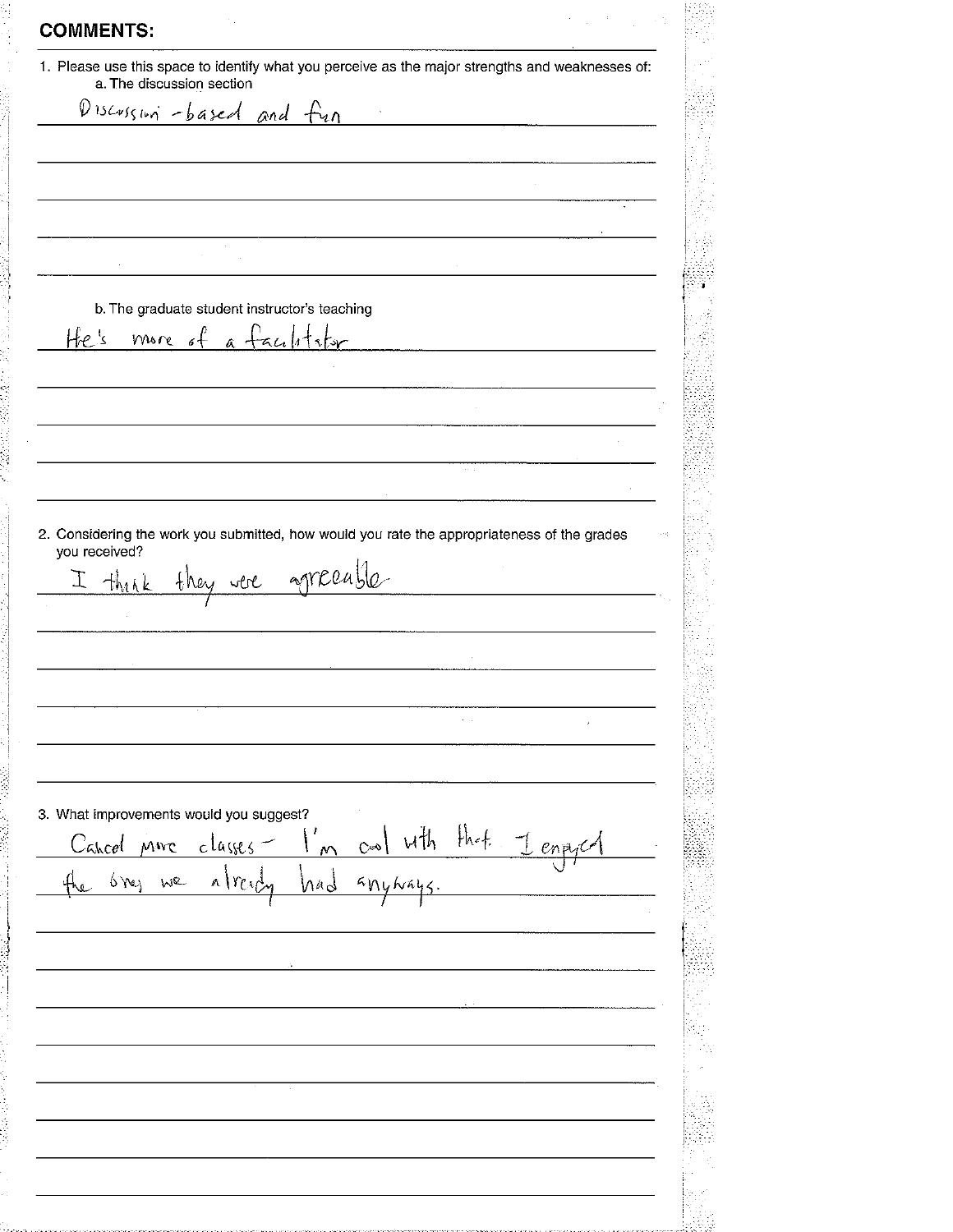## COMMENTS:

1. Please use this space to identify what you perceive as the major strengths and weaknesses of:
   a. The discussion section

   Discussion-based and fun

   b. The graduate student instructor's teaching

   He's more of a facilitator

2. Considering the work you submitted, how would you rate the appropriateness of the grades you received?

   I think they were agreeable

3. What improvements would you suggest?

   Cancel more classes - I'm cool with that. I enjoyed the ones we already had anyways.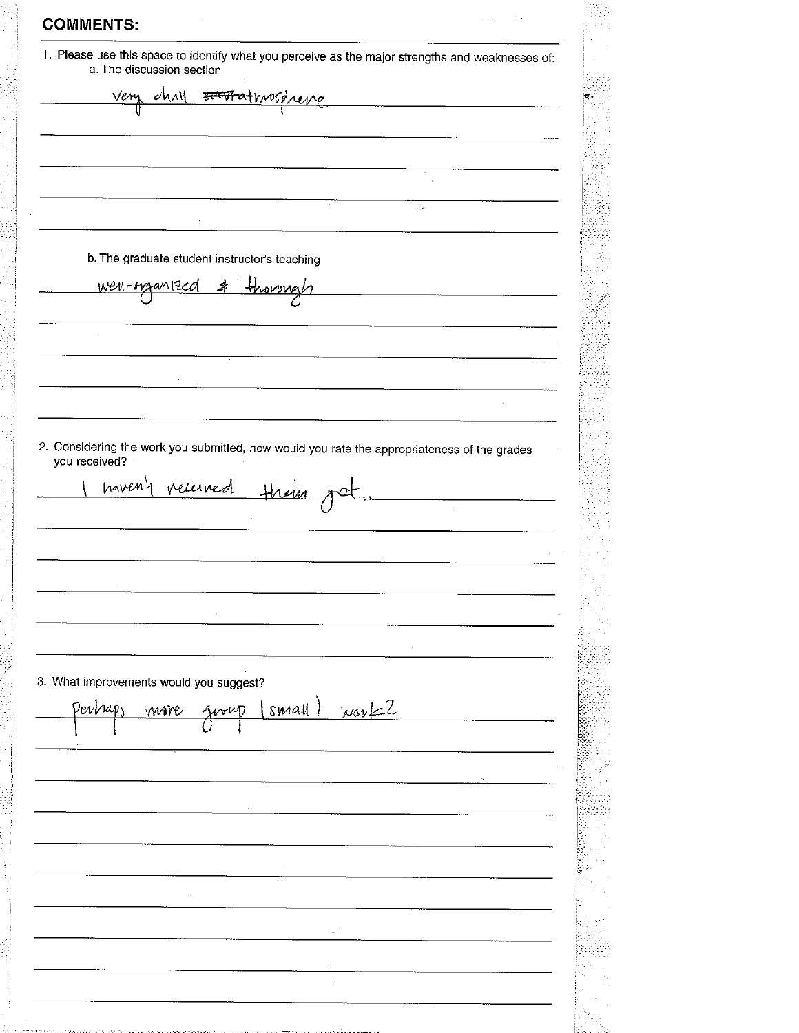## COMMENTS:

1. Please use this space to identify what you perceive as the major strengths and weaknesses of:
   a. The discussion section

   Very chill ~~atmo~~ atmosphere

   b. The graduate student instructor's teaching

   well-organized & thorough

2. Considering the work you submitted, how would you rate the appropriateness of the grades you received?

   I haven't received them yet...

3. What improvements would you suggest?

   Perhaps more group (small) work?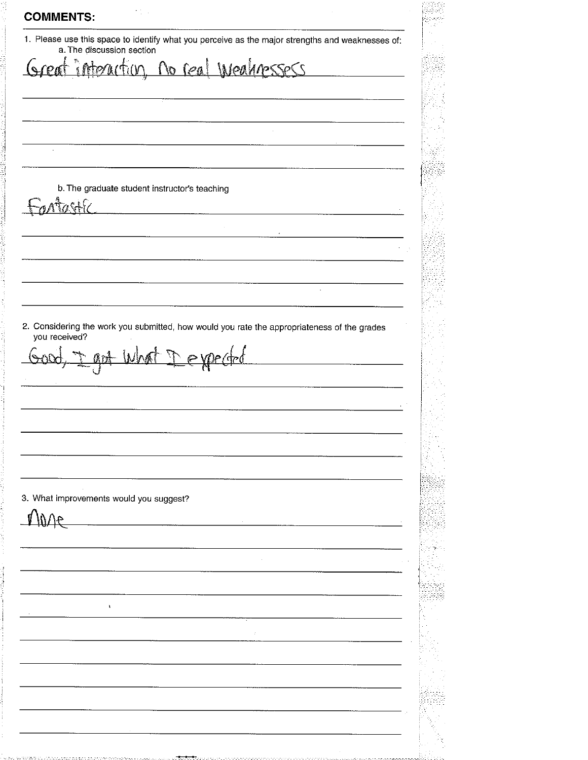**COMMENTS:**

1. Please use this space to identify what you perceive as the major strengths and weaknesses of:
   a. The discussion section

   Great interaction, No real weaknesses

   b. The graduate student instructor's teaching

   Fantastic

2. Considering the work you submitted, how would you rate the appropriateness of the grades you received?

   Good, I got what I expected

3. What improvements would you suggest?

   None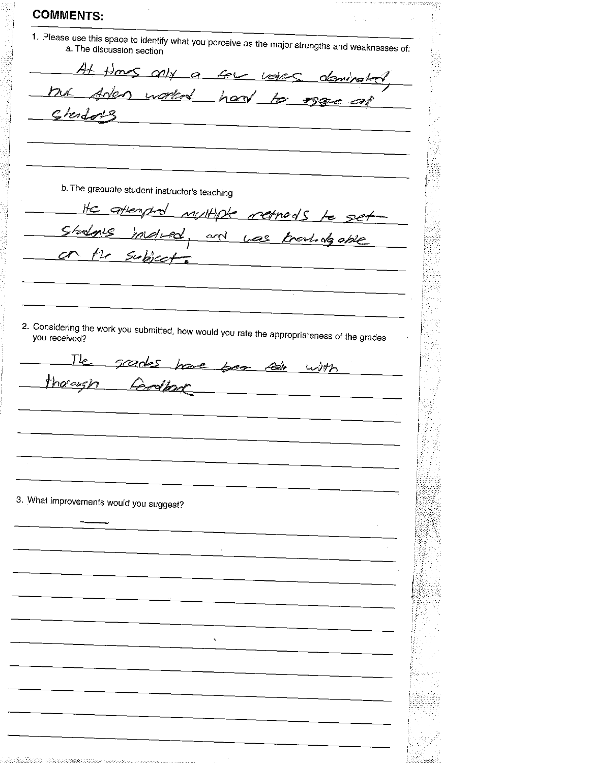## COMMENTS:

1. Please use this space to identify what you perceive as the major strengths and weaknesses of:
   a. The discussion section

At times only a few voices dominated, but Aden worked hard to engage all students

   b. The graduate student instructor's teaching

He attempted multiple methods to get students involved, and was knowledgable on the subject.

2. Considering the work you submitted, how would you rate the appropriateness of the grades you received?

The grades have been fair with thorough feedback

3. What improvements would you suggest?

—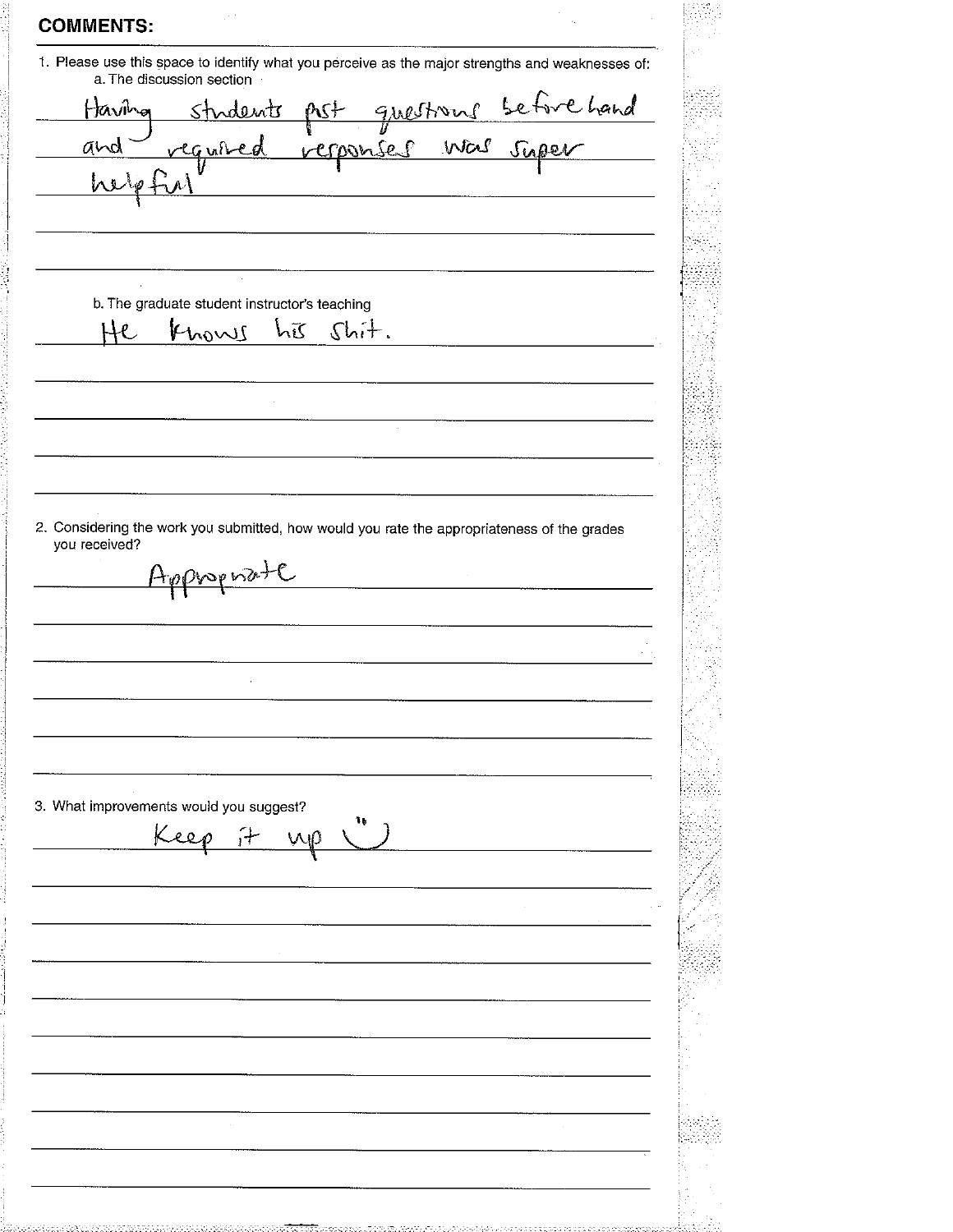## COMMENTS:

1. Please use this space to identify what you perceive as the major strengths and weaknesses of:
   a. The discussion section

   Having students post questions before hand and required responses was super helpful

   b. The graduate student instructor's teaching

   He knows his shit.

2. Considering the work you submitted, how would you rate the appropriateness of the grades you received?

   Appropriate

3. What improvements would you suggest?

   Keep it up :)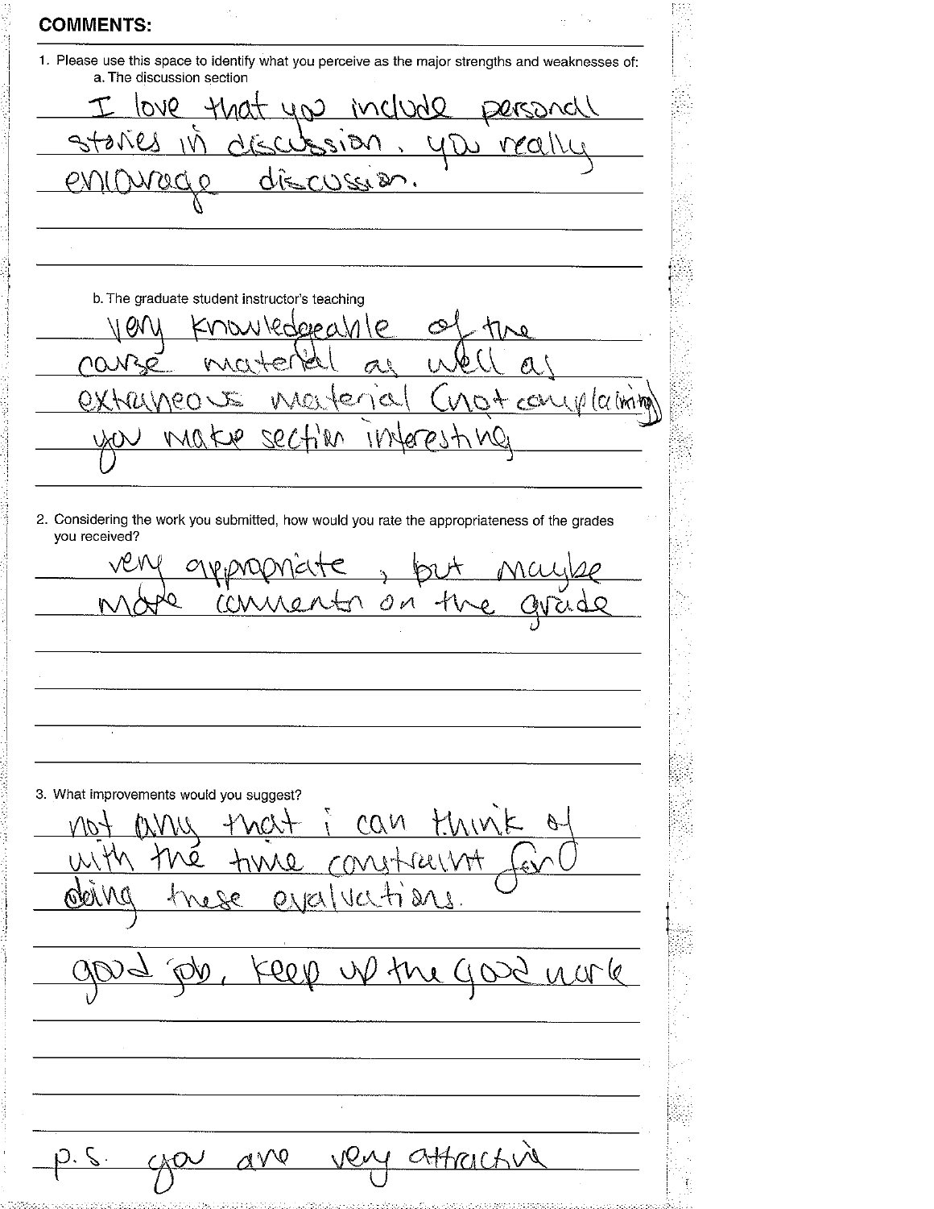**COMMENTS:**

1. Please use this space to identify what you perceive as the major strengths and weaknesses of:
   a. The discussion section

   I love that you include personal stories in discussion. you really encourage discussion.

   b. The graduate student instructor's teaching

   very knowledgeable of the course material as well as extraneous material (not complaining) you make section interesting

2. Considering the work you submitted, how would you rate the appropriateness of the grades you received?

   very appropriate, but maybe more comments on the grade

3. What improvements would you suggest?

   not any that i can think of with the time constraint for doing these evaluations.

   good job, keep up the good work

   p.s. you are very attractive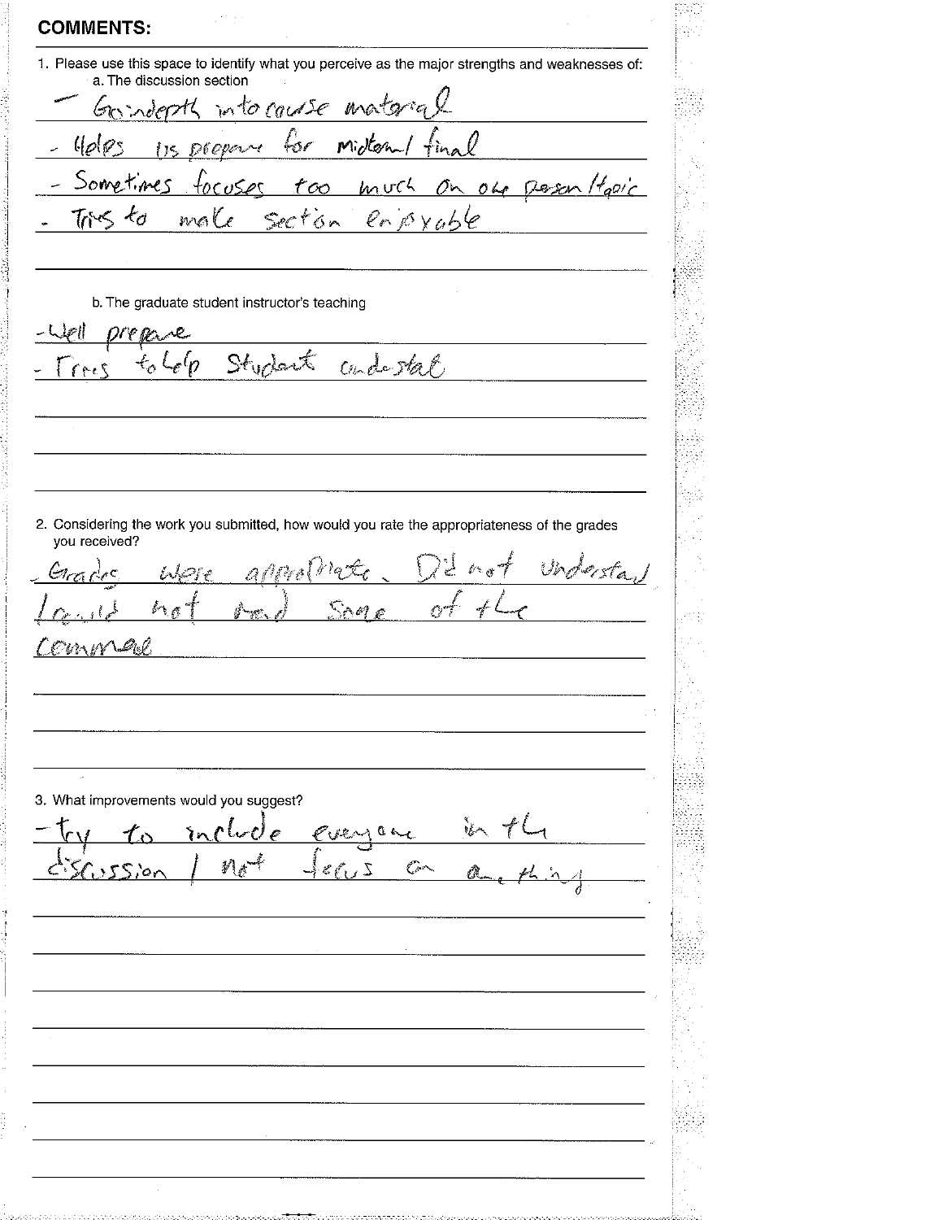## COMMENTS:

1. Please use this space to identify what you perceive as the major strengths and weaknesses of:
   a. The discussion section

- Go in depth into course material
- Helps us prepare for midterm/final
- Sometimes focuses too much on one person/topic
- Tries to make section enjoyable

   b. The graduate student instructor's teaching

- Well prepare
- Tries to help student understand

2. Considering the work you submitted, how would you rate the appropriateness of the grades you received?

Grades were appropriate. Did not understand / could not read some of the comment

3. What improvements would you suggest?

- try to include everyone in the discussion / not focus on one thing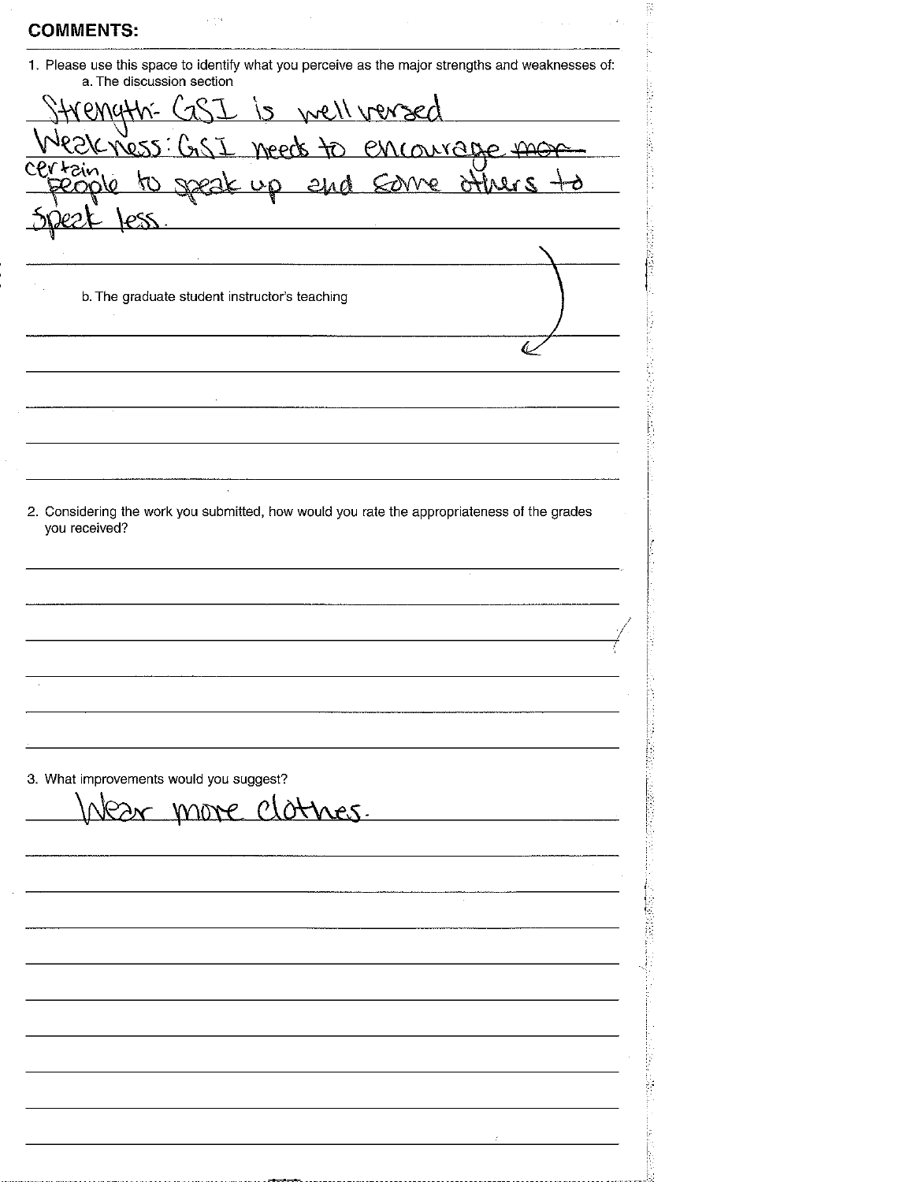**COMMENTS:**

1. Please use this space to identify what you perceive as the major strengths and weaknesses of:
   a. The discussion section

Strength: GSI is well versed

Weakness: GSI needs to encourage ~~mor~~ certain people to speak up and some others to speak less.

   b. The graduate student instructor's teaching

2. Considering the work you submitted, how would you rate the appropriateness of the grades you received?

3. What improvements would you suggest?

Wear more clothes.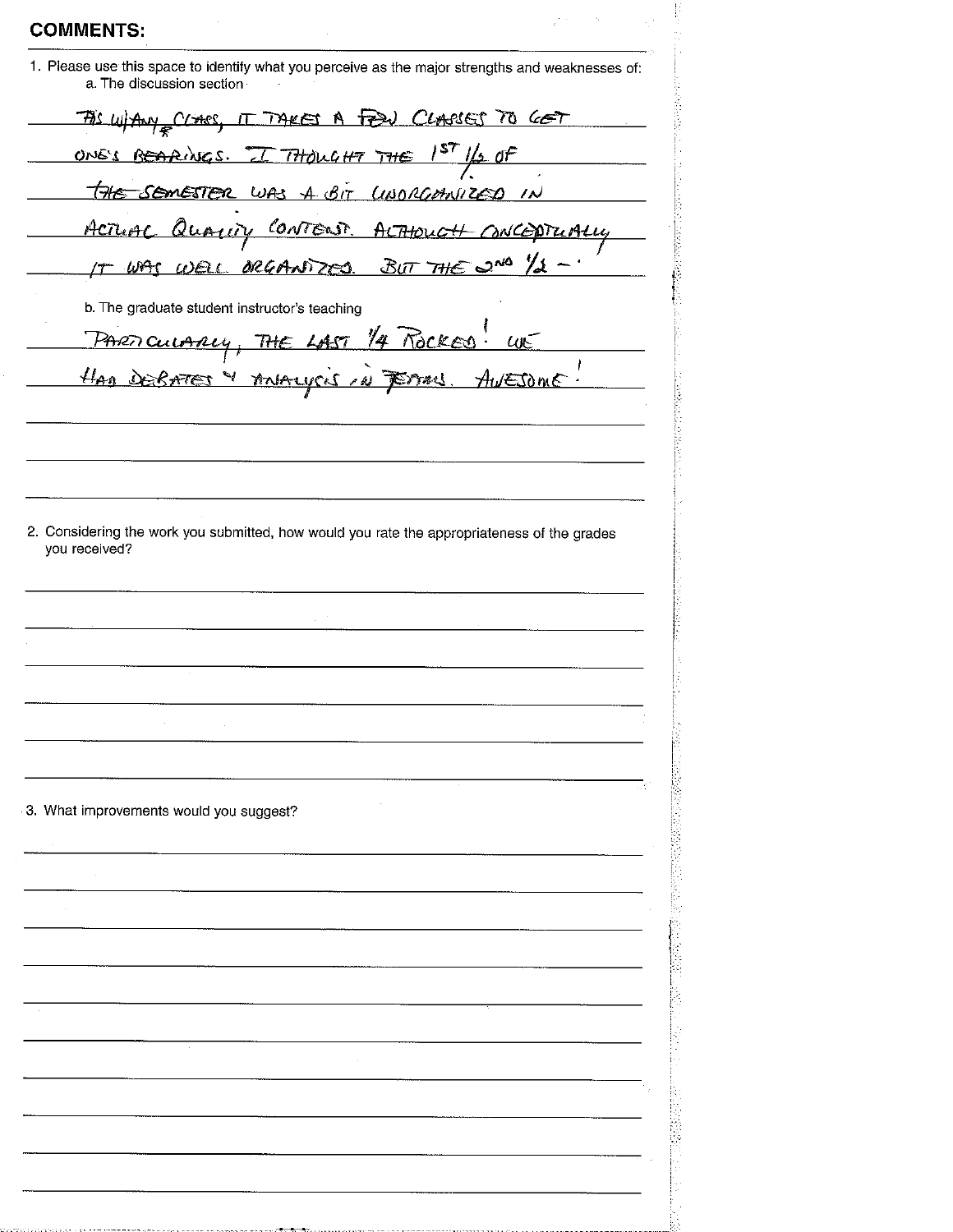## COMMENTS:

1. Please use this space to identify what you perceive as the major strengths and weaknesses of:
   a. The discussion section

   AS W/ ANY CLASS, IT TAKES A FEW CLASSES TO GET ONE'S BEARINGS. I THOUGHT THE 1ST 1/2 OF THE SEMESTER WAS A BIT UNORGANIZED IN ACTUAL QUALITY CONTENT. ALTHOUGH CONCEPTUALLY IT WAS WELL ORGANIZED. BUT THE 2ND 1/2 –

   b. The graduate student instructor's teaching

   PARTICULARLY, THE LAST 1/4 ROCKED! WE HAD DEBATES & ANALYSIS IN TEAMS. AWESOME!

2. Considering the work you submitted, how would you rate the appropriateness of the grades you received?

3. What improvements would you suggest?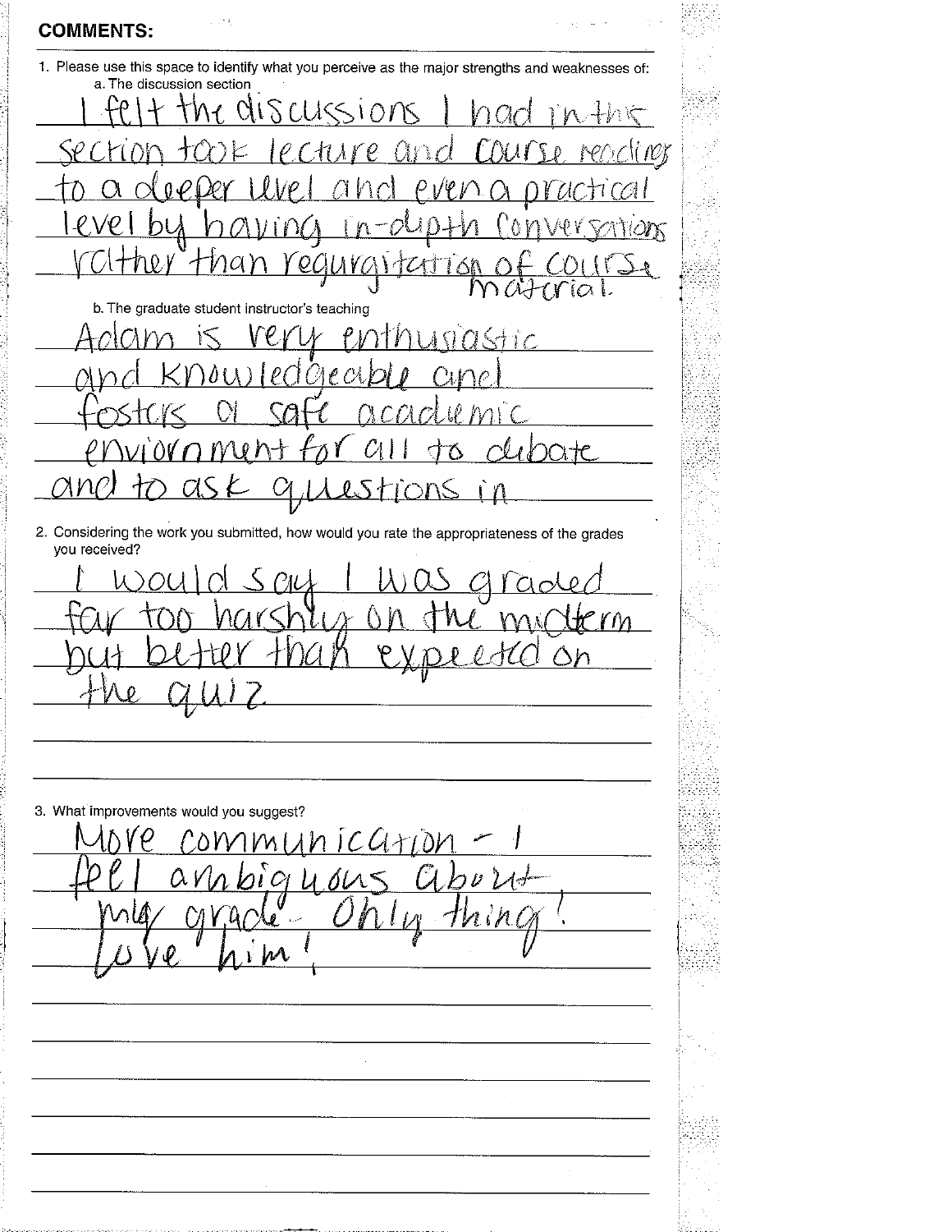**COMMENTS:**

1. Please use this space to identify what you perceive as the major strengths and weaknesses of:
   a. The discussion section

   I felt the discussions I had in this section took lecture and course readings to a deeper level and even a practical level by having in-depth conversations rather than regurgitation of course material.

   b. The graduate student instructor's teaching

   Adam is very enthusiastic and knowledgeable and fosters a safe academic enviornment for all to debate and to ask questions in

2. Considering the work you submitted, how would you rate the appropriateness of the grades you received?

   I would say I was graded far too harshly on the midterm but better than expected on the quiz.

3. What improvements would you suggest?

   More communication - I feel ambiguous about my grade. Only thing! Love him!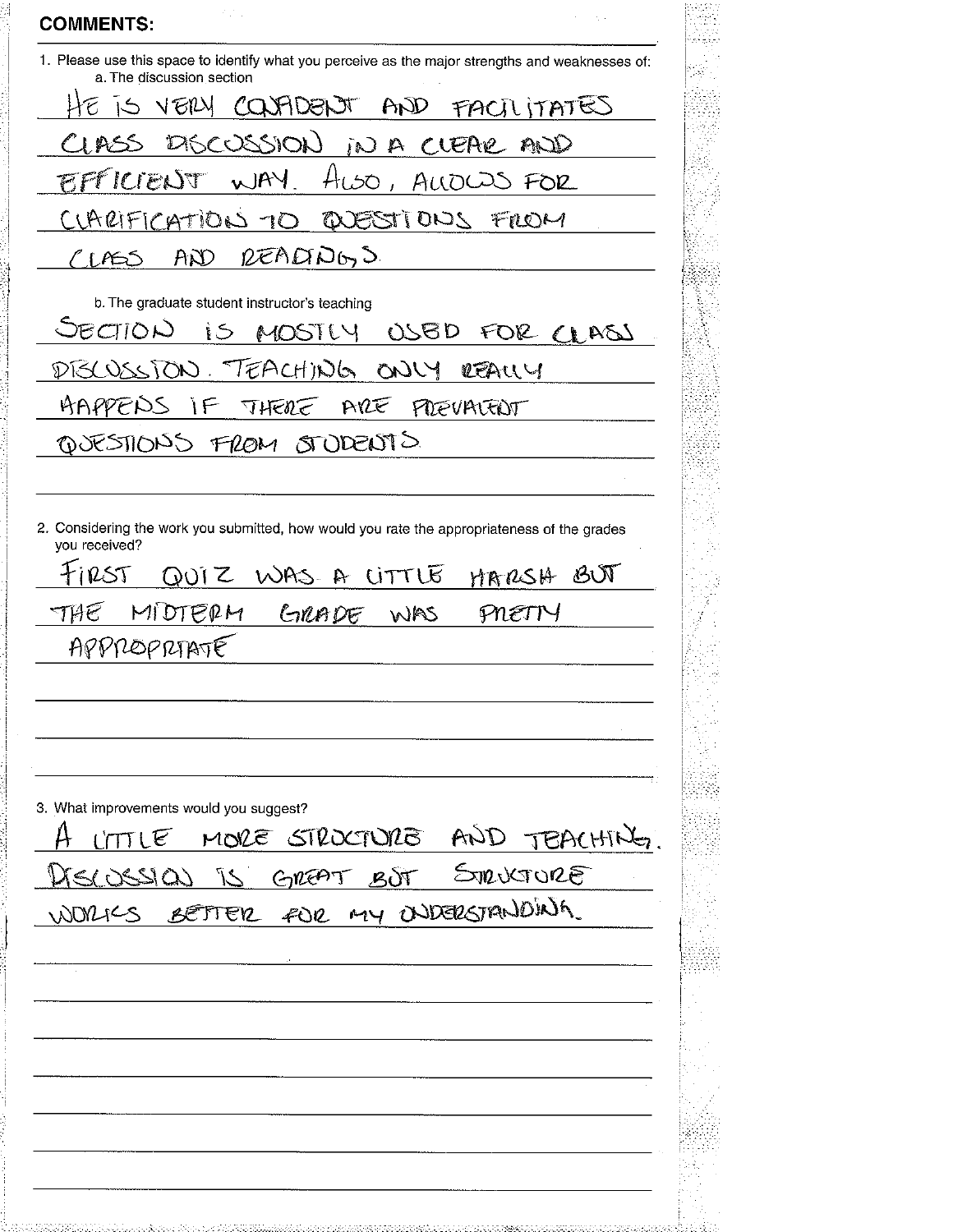## COMMENTS:

1. Please use this space to identify what you perceive as the major strengths and weaknesses of:
   a. The discussion section

HE IS VERY CONFIDENT AND FACILITATES CLASS DISCUSSION IN A CLEAR AND EFFICIENT WAY. ALSO, ALLOWS FOR CLARIFICATION TO QUESTIONS FROM CLASS AND READINGS.

   b. The graduate student instructor's teaching

SECTION IS MOSTLY USED FOR CLASS DISCUSSION. TEACHING ONLY REALLY HAPPENS IF THERE ARE PREVALENT QUESTIONS FROM STUDENTS

2. Considering the work you submitted, how would you rate the appropriateness of the grades you received?

FIRST QUIZ WAS A LITTLE HARSH BUT THE MIDTERM GRADE WAS PRETTY APPROPRIATE

3. What improvements would you suggest?

A LITTLE MORE STRUCTURE AND TEACHING. DISCUSSION IS GREAT BUT STRUCTURE WORKS BETTER FOR MY UNDERSTANDING.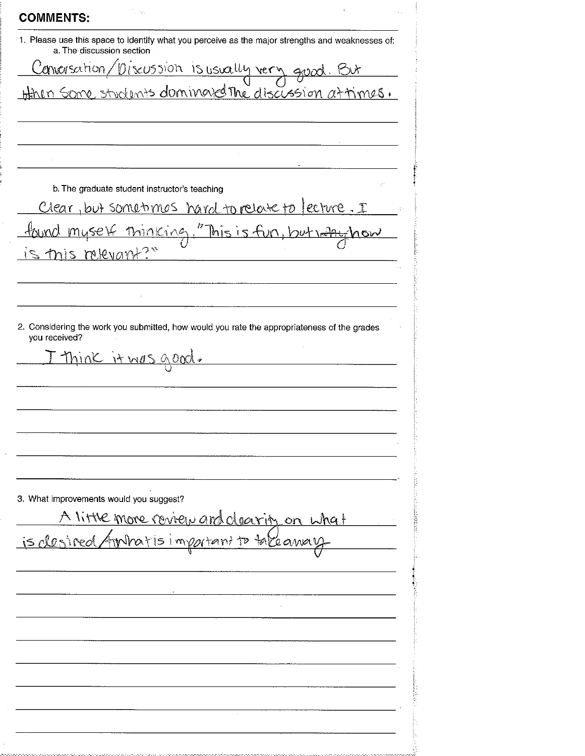## COMMENTS:

1. Please use this space to identify what you perceive as the major strengths and weaknesses of:
   a. The discussion section

   Conversation/Discussion is usually very good. But then some students dominated the discussion at times.

   b. The graduate student instructor's teaching

   Clear, but sometimes hard to relate to lecture. I found myself thinking, "This is fun, but ~~why~~ how is this relevant?"

2. Considering the work you submitted, how would you rate the appropriateness of the grades you received?

   I think it was good.

3. What improvements would you suggest?

   A little more review and clarity on what is desired/what is important to take away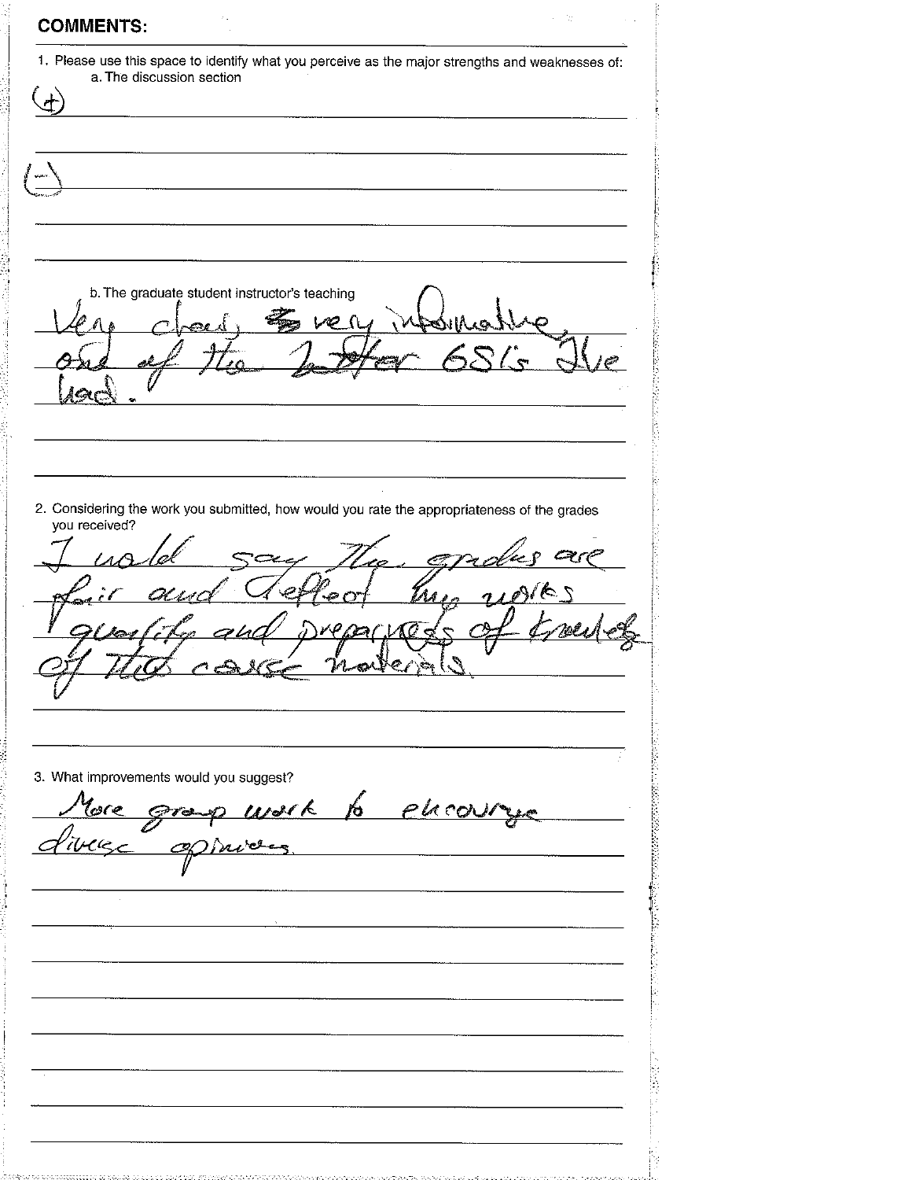## COMMENTS:

1. Please use this space to identify what you perceive as the major strengths and weaknesses of:
   a. The discussion section

(+)

(–)

   b. The graduate student instructor's teaching

Very clear, very informative, one of the better GSI's I've had.

2. Considering the work you submitted, how would you rate the appropriateness of the grades you received?

I would say the grades are fair and reflect my works quality and preparedness of knowledge of the course materials.

3. What improvements would you suggest?

More group work to encourage diverse opinions.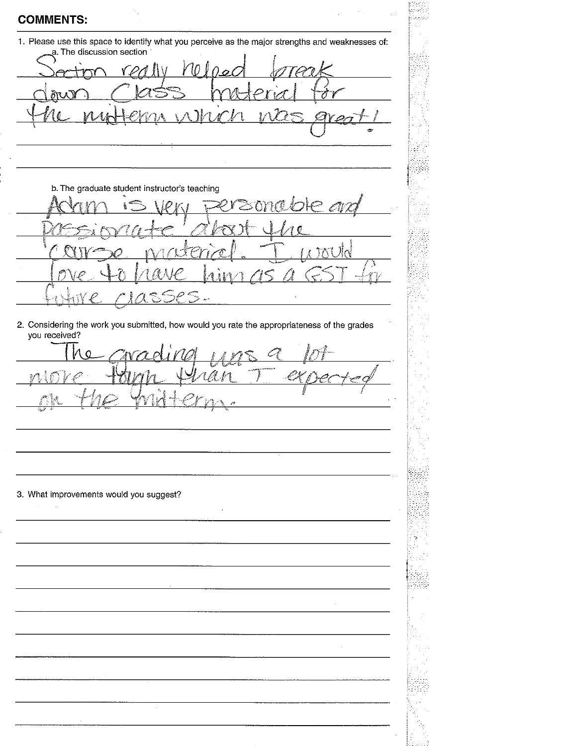**COMMENTS:**

1. Please use this space to identify what you perceive as the major strengths and weaknesses of:

   a. The discussion section

   Section really helped break down Class material for the midterm which was great!

   b. The graduate student instructor's teaching

   Adam is very personable and passionate about the course material. I would love to have him as a GSI for future classes.

2. Considering the work you submitted, how would you rate the appropriateness of the grades you received?

   The grading was a lot more tough than I expected on the midterm.

3. What improvements would you suggest?